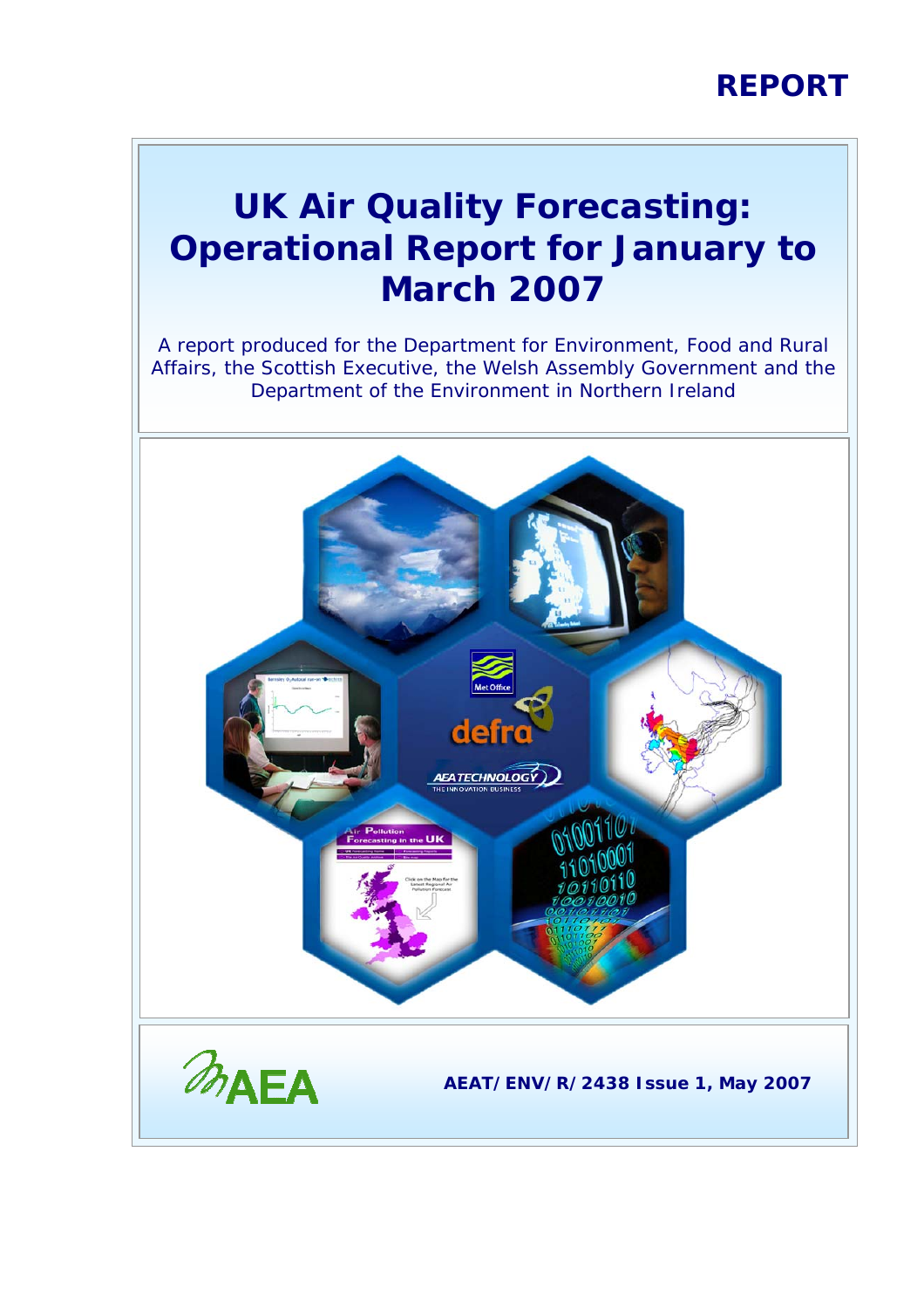**REPORT**

# UK Air Quality Forecasting: Operational Report for January to March 2007

A report produced for the Department for Environment, Food and Rural Affairs, the Scottish Executive, the Welsh Assembly Government and the Department of the Environment in Northern Ireland

AEA

**AEAT/ENV/R/2438 Issue 1, May 2007**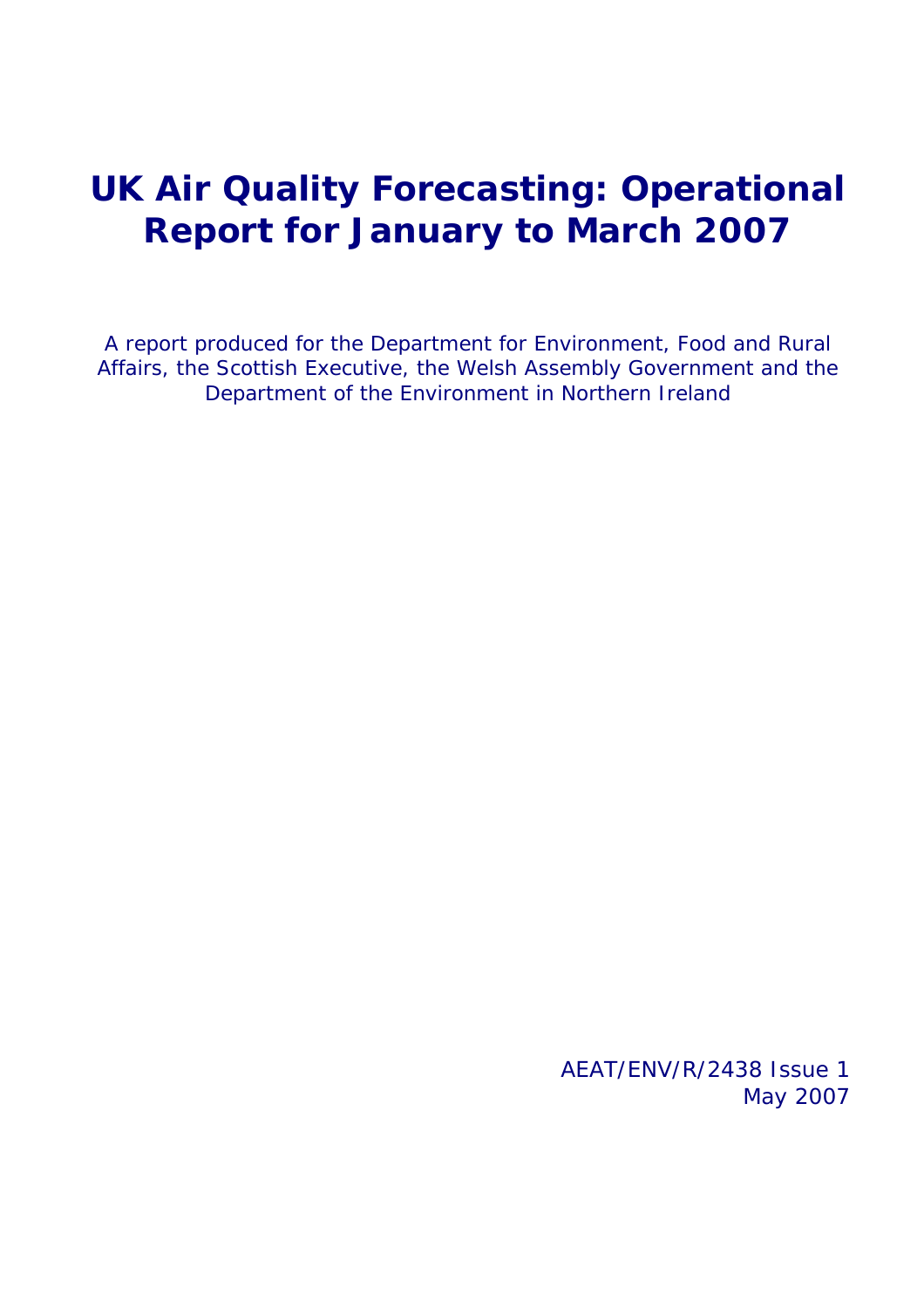# UK Air Quality Forecasting: Operational Report for January to March 2007

A report produced for the Department for Environment, Food and Rural Affairs, the Scottish Executive, the Welsh Assembly Government and the Department of the Environment in Northern Ireland

AEAT/ENV/R/2438 Issue 1
May 2007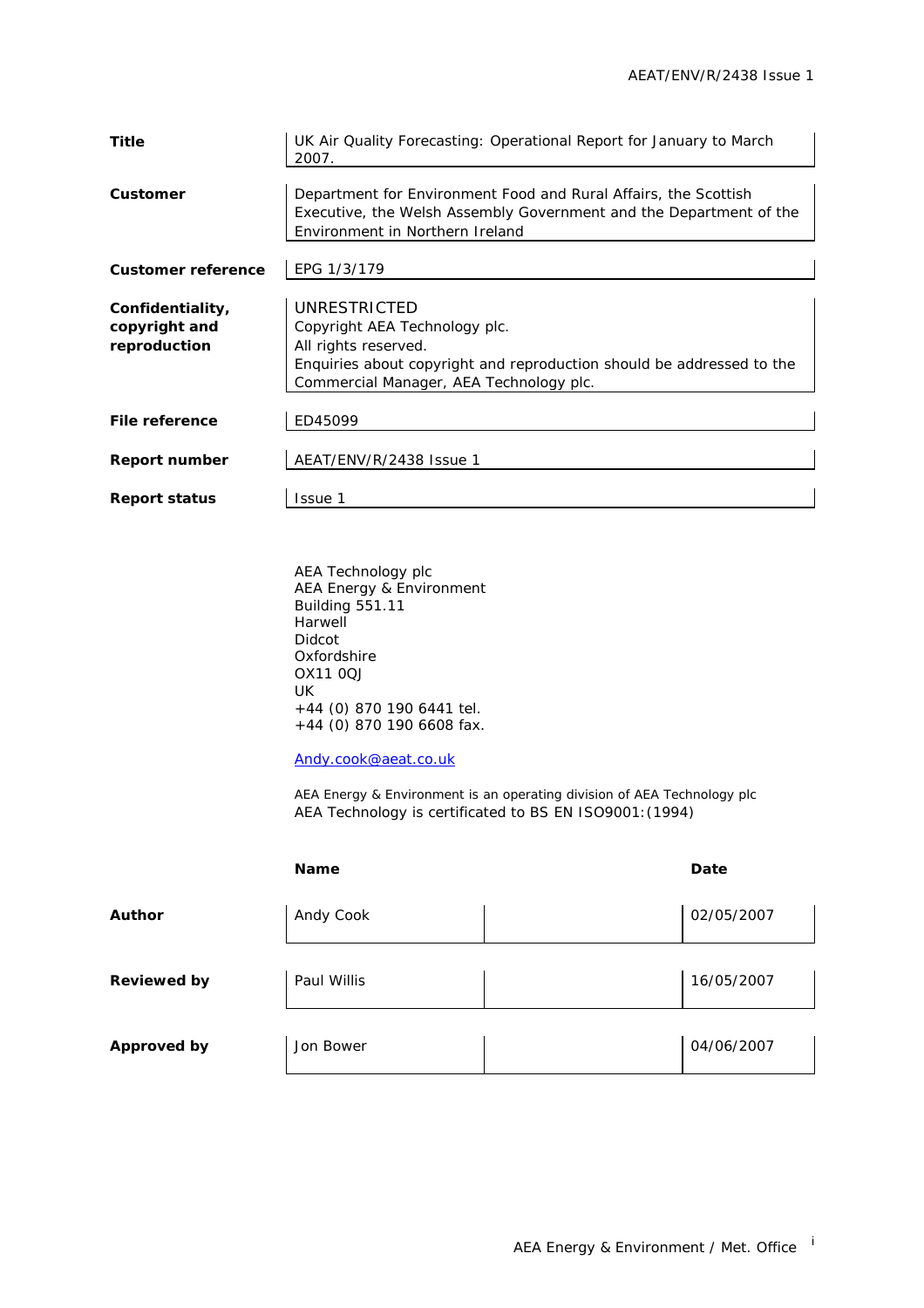| | |
|---|---|
| **Title** | UK Air Quality Forecasting: Operational Report for January to March 2007. |
| **Customer** | Department for Environment Food and Rural Affairs, the Scottish Executive, the Welsh Assembly Government and the Department of the Environment in Northern Ireland |
| **Customer reference** | EPG 1/3/179 |
| **Confidentiality, copyright and reproduction** | UNRESTRICTED<br>Copyright AEA Technology plc.<br>All rights reserved.<br>Enquiries about copyright and reproduction should be addressed to the Commercial Manager, AEA Technology plc. |
| **File reference** | ED45099 |
| **Report number** | AEAT/ENV/R/2438 Issue 1 |
| **Report status** | Issue 1 |

AEA Technology plc
AEA Energy & Environment
Building 551.11
Harwell
Didcot
Oxfordshire
OX11 0QJ
UK
+44 (0) 870 190 6441 tel.
+44 (0) 870 190 6608 fax.

Andy.cook@aeat.co.uk

AEA Energy & Environment is an operating division of AEA Technology plc
AEA Technology is certificated to BS EN ISO9001:(1994)

| | Name | Signature | Date |
|---|---|---|---|
| **Author** | Andy Cook | | 02/05/2007 |
| **Reviewed by** | Paul Willis | | 16/05/2007 |
| **Approved by** | Jon Bower | | 04/06/2007 |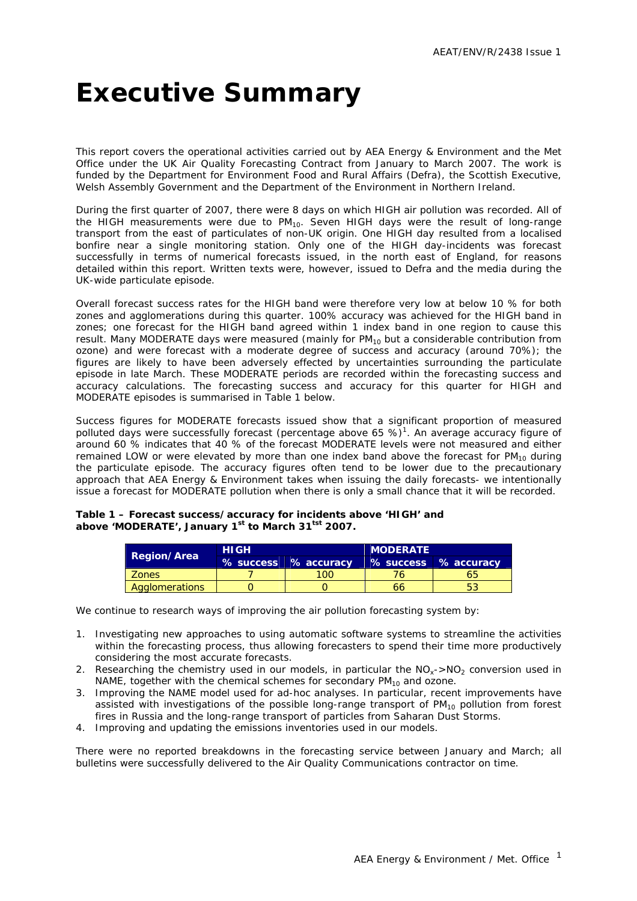# Executive Summary

This report covers the operational activities carried out by AEA Energy & Environment and the Met Office under the UK Air Quality Forecasting Contract from January to March 2007. The work is funded by the Department for Environment Food and Rural Affairs (Defra), the Scottish Executive, Welsh Assembly Government and the Department of the Environment in Northern Ireland.

During the first quarter of 2007, there were 8 days on which HIGH air pollution was recorded. All of the HIGH measurements were due to $PM_{10}$. Seven HIGH days were the result of long-range transport from the east of particulates of non-UK origin. One HIGH day resulted from a localised bonfire near a single monitoring station. Only one of the HIGH day-incidents was forecast successfully in terms of numerical forecasts issued, in the north east of England, for reasons detailed within this report. Written texts were, however, issued to Defra and the media during the UK-wide particulate episode.

Overall forecast success rates for the HIGH band were therefore very low at below 10 % for both zones and agglomerations during this quarter. 100% accuracy was achieved for the HIGH band in zones; one forecast for the HIGH band agreed within 1 index band in one region to cause this result. Many MODERATE days were measured (mainly for $PM_{10}$ but a considerable contribution from ozone) and were forecast with a moderate degree of success and accuracy (around 70%); the figures are likely to have been adversely effected by uncertainties surrounding the particulate episode in late March. These MODERATE periods are recorded within the forecasting success and accuracy calculations. The forecasting success and accuracy for this quarter for HIGH and MODERATE episodes is summarised in Table 1 below.

Success figures for MODERATE forecasts issued show that a significant proportion of measured polluted days were successfully forecast (percentage above 65 %)[1]. An average accuracy figure of around 60 % indicates that 40 % of the forecast MODERATE levels were not measured and either remained LOW or were elevated by more than one index band above the forecast for $PM_{10}$ during the particulate episode. The accuracy figures often tend to be lower due to the precautionary approach that AEA Energy & Environment takes when issuing the daily forecasts- we intentionally issue a forecast for MODERATE pollution when there is only a small chance that it will be recorded.

**Table 1 – Forecast success/accuracy for incidents above 'HIGH' and above 'MODERATE', January 1st to March 31tst 2007.**

| Region/Area | HIGH | | MODERATE | |
|---|---|---|---|---|
| | % success | % accuracy | % success | % accuracy |
| Zones | 7 | 100 | 76 | 65 |
| Agglomerations | 0 | 0 | 66 | 53 |

We continue to research ways of improving the air pollution forecasting system by:

1. Investigating new approaches to using automatic software systems to streamline the activities within the forecasting process, thus allowing forecasters to spend their time more productively considering the most accurate forecasts.
2. Researching the chemistry used in our models, in particular the $NO_x$->$NO_2$ conversion used in NAME, together with the chemical schemes for secondary $PM_{10}$ and ozone.
3. Improving the NAME model used for ad-hoc analyses. In particular, recent improvements have assisted with investigations of the possible long-range transport of $PM_{10}$ pollution from forest fires in Russia and the long-range transport of particles from Saharan Dust Storms.
4. Improving and updating the emissions inventories used in our models.

There were no reported breakdowns in the forecasting service between January and March; all bulletins were successfully delivered to the Air Quality Communications contractor on time.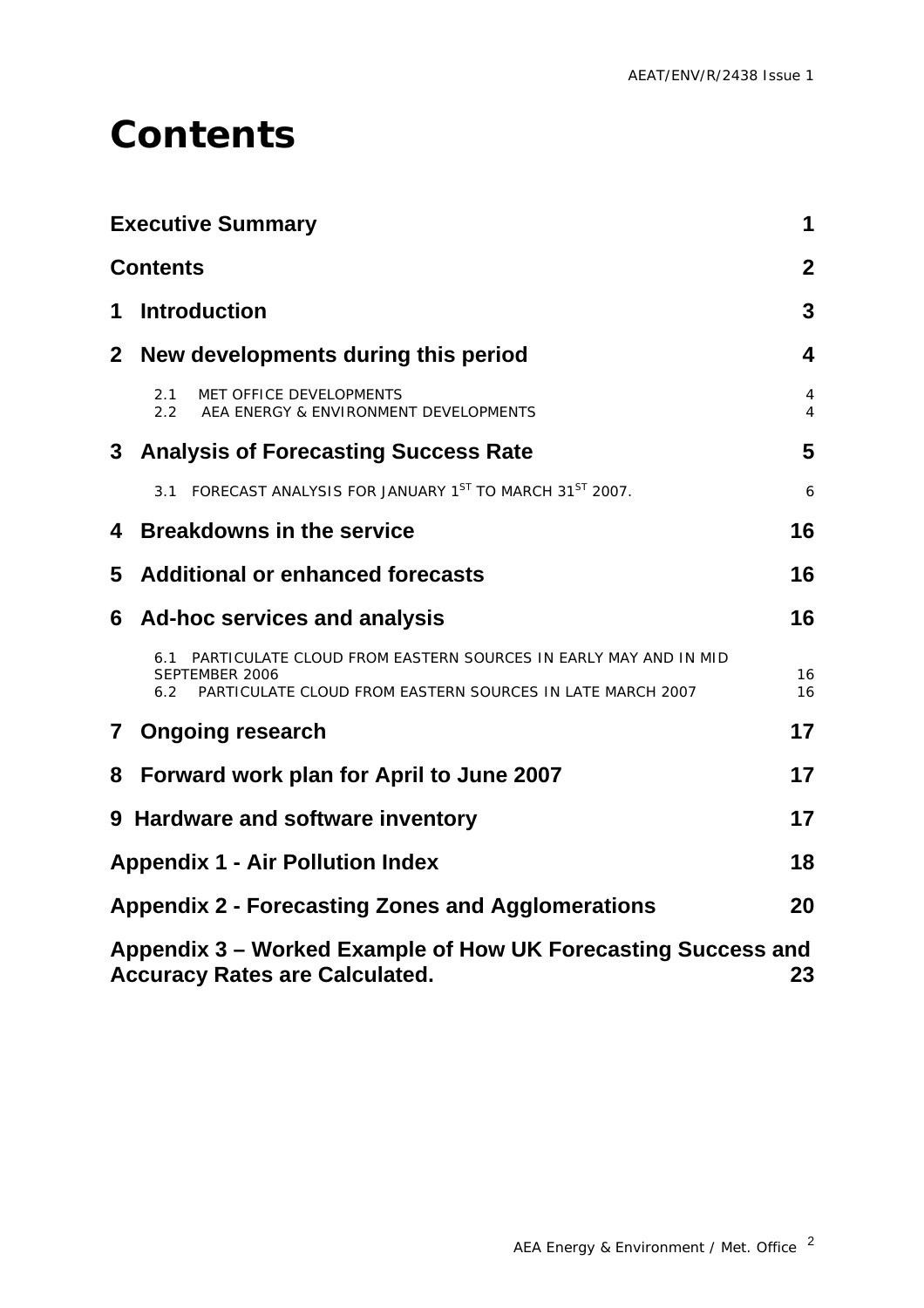# Contents

| | |
|---|---|
| **Executive Summary** | **1** |
| **Contents** | **2** |
| **1 Introduction** | **3** |
| **2 New developments during this period** | **4** |
| 2.1 MET OFFICE DEVELOPMENTS | 4 |
| 2.2 AEA ENERGY & ENVIRONMENT DEVELOPMENTS | 4 |
| **3 Analysis of Forecasting Success Rate** | **5** |
| 3.1 FORECAST ANALYSIS FOR JANUARY 1ST TO MARCH 31ST 2007. | 6 |
| **4 Breakdowns in the service** | **16** |
| **5 Additional or enhanced forecasts** | **16** |
| **6 Ad-hoc services and analysis** | **16** |
| 6.1 PARTICULATE CLOUD FROM EASTERN SOURCES IN EARLY MAY AND IN MID SEPTEMBER 2006 | 16 |
| 6.2 PARTICULATE CLOUD FROM EASTERN SOURCES IN LATE MARCH 2007 | 16 |
| **7 Ongoing research** | **17** |
| **8 Forward work plan for April to June 2007** | **17** |
| **9 Hardware and software inventory** | **17** |
| **Appendix 1 - Air Pollution Index** | **18** |
| **Appendix 2 - Forecasting Zones and Agglomerations** | **20** |
| **Appendix 3 – Worked Example of How UK Forecasting Success and Accuracy Rates are Calculated.** | **23** |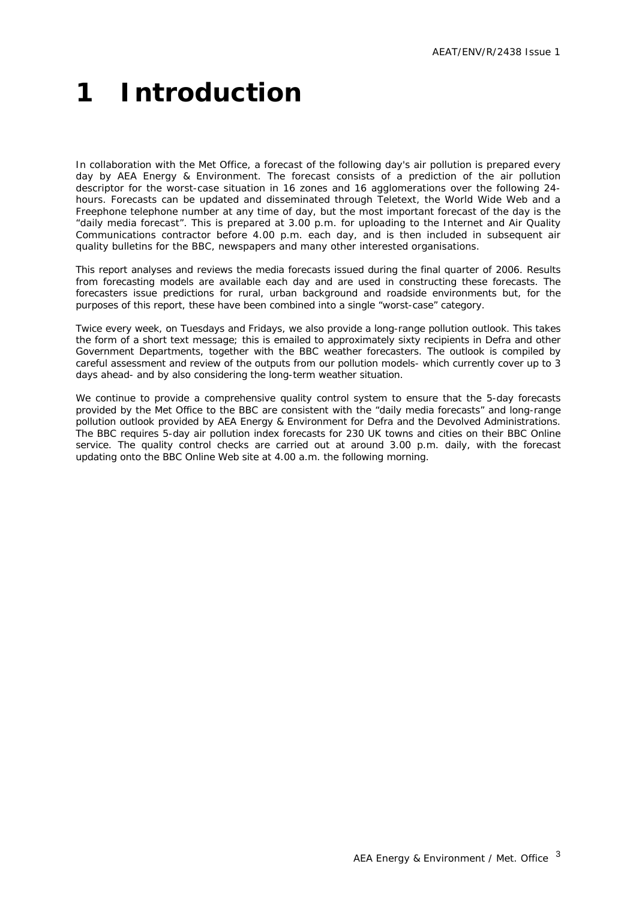# 1 Introduction

In collaboration with the Met Office, a forecast of the following day's air pollution is prepared every day by AEA Energy & Environment. The forecast consists of a prediction of the air pollution descriptor for the worst-case situation in 16 zones and 16 agglomerations over the following 24-hours. Forecasts can be updated and disseminated through Teletext, the World Wide Web and a Freephone telephone number at any time of day, but the most important forecast of the day is the "daily media forecast". This is prepared at 3.00 p.m. for uploading to the Internet and Air Quality Communications contractor before 4.00 p.m. each day, and is then included in subsequent air quality bulletins for the BBC, newspapers and many other interested organisations.

This report analyses and reviews the media forecasts issued during the final quarter of 2006. Results from forecasting models are available each day and are used in constructing these forecasts. The forecasters issue predictions for rural, urban background and roadside environments but, for the purposes of this report, these have been combined into a single "worst-case" category.

Twice every week, on Tuesdays and Fridays, we also provide a long-range pollution outlook. This takes the form of a short text message; this is emailed to approximately sixty recipients in Defra and other Government Departments, together with the BBC weather forecasters. The outlook is compiled by careful assessment and review of the outputs from our pollution models- which currently cover up to 3 days ahead- and by also considering the long-term weather situation.

We continue to provide a comprehensive quality control system to ensure that the 5-day forecasts provided by the Met Office to the BBC are consistent with the "daily media forecasts" and long-range pollution outlook provided by AEA Energy & Environment for Defra and the Devolved Administrations. The BBC requires 5-day air pollution index forecasts for 230 UK towns and cities on their BBC Online service. The quality control checks are carried out at around 3.00 p.m. daily, with the forecast updating onto the BBC Online Web site at 4.00 a.m. the following morning.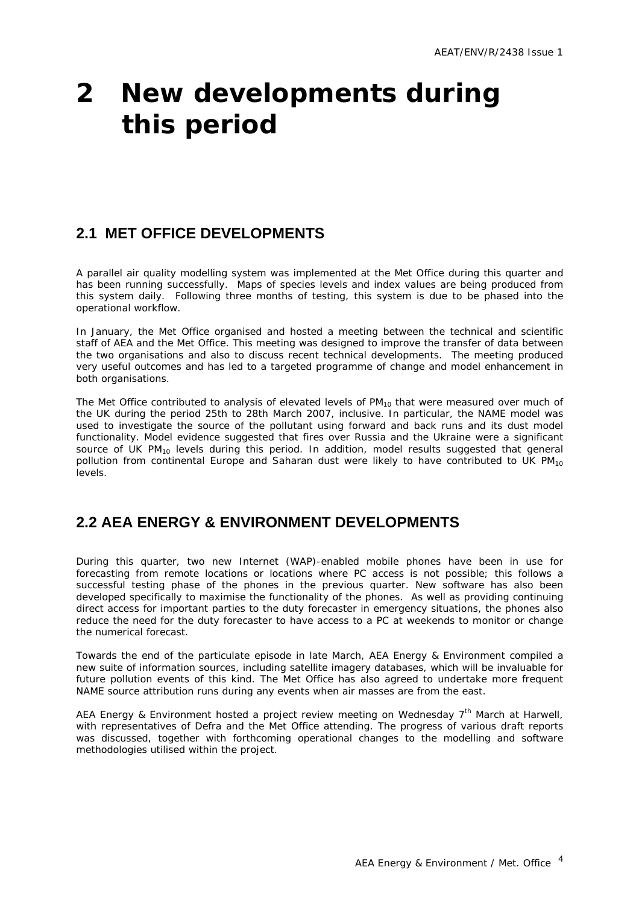# 2 New developments during this period

## 2.1 MET OFFICE DEVELOPMENTS

A parallel air quality modelling system was implemented at the Met Office during this quarter and has been running successfully. Maps of species levels and index values are being produced from this system daily. Following three months of testing, this system is due to be phased into the operational workflow.

In January, the Met Office organised and hosted a meeting between the technical and scientific staff of AEA and the Met Office. This meeting was designed to improve the transfer of data between the two organisations and also to discuss recent technical developments. The meeting produced very useful outcomes and has led to a targeted programme of change and model enhancement in both organisations.

The Met Office contributed to analysis of elevated levels of $PM_{10}$ that were measured over much of the UK during the period 25th to 28th March 2007, inclusive. In particular, the NAME model was used to investigate the source of the pollutant using forward and back runs and its dust model functionality. Model evidence suggested that fires over Russia and the Ukraine were a significant source of UK $PM_{10}$ levels during this period. In addition, model results suggested that general pollution from continental Europe and Saharan dust were likely to have contributed to UK $PM_{10}$ levels.

## 2.2 AEA ENERGY & ENVIRONMENT DEVELOPMENTS

During this quarter, two new Internet (WAP)-enabled mobile phones have been in use for forecasting from remote locations or locations where PC access is not possible; this follows a successful testing phase of the phones in the previous quarter. New software has also been developed specifically to maximise the functionality of the phones. As well as providing continuing direct access for important parties to the duty forecaster in emergency situations, the phones also reduce the need for the duty forecaster to have access to a PC at weekends to monitor or change the numerical forecast.

Towards the end of the particulate episode in late March, AEA Energy & Environment compiled a new suite of information sources, including satellite imagery databases, which will be invaluable for future pollution events of this kind. The Met Office has also agreed to undertake more frequent NAME source attribution runs during any events when air masses are from the east.

AEA Energy & Environment hosted a project review meeting on Wednesday 7th March at Harwell, with representatives of Defra and the Met Office attending. The progress of various draft reports was discussed, together with forthcoming operational changes to the modelling and software methodologies utilised within the project.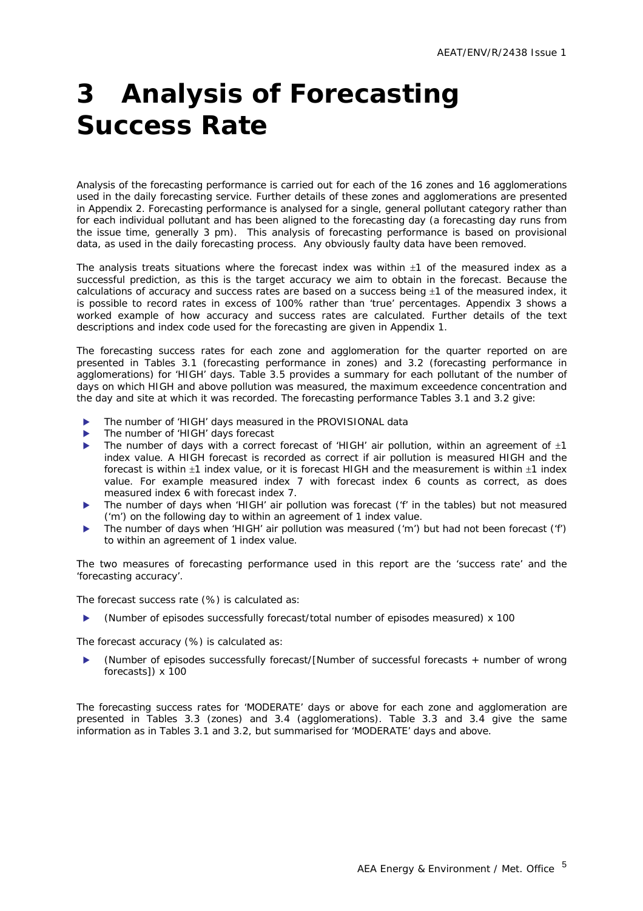# 3 Analysis of Forecasting Success Rate

Analysis of the forecasting performance is carried out for each of the 16 zones and 16 agglomerations used in the daily forecasting service. Further details of these zones and agglomerations are presented in Appendix 2. Forecasting performance is analysed for a single, general pollutant category rather than for each individual pollutant and has been aligned to the forecasting day (a forecasting day runs from the issue time, generally 3 pm). This analysis of forecasting performance is based on provisional data, as used in the daily forecasting process. Any obviously faulty data have been removed.

The analysis treats situations where the forecast index was within ±1 of the measured index as a successful prediction, as this is the target accuracy we aim to obtain in the forecast. Because the calculations of accuracy and success rates are based on a success being ±1 of the measured index, it is possible to record rates in excess of 100% rather than 'true' percentages. Appendix 3 shows a worked example of how accuracy and success rates are calculated. Further details of the text descriptions and index code used for the forecasting are given in Appendix 1.

The forecasting success rates for each zone and agglomeration for the quarter reported on are presented in Tables 3.1 (forecasting performance in zones) and 3.2 (forecasting performance in agglomerations) for 'HIGH' days. Table 3.5 provides a summary for each pollutant of the number of days on which HIGH and above pollution was measured, the maximum exceedence concentration and the day and site at which it was recorded. The forecasting performance Tables 3.1 and 3.2 give:

- The number of 'HIGH' days measured in the PROVISIONAL data
- The number of 'HIGH' days forecast
- The number of days with a correct forecast of 'HIGH' air pollution, within an agreement of ±1 index value. A HIGH forecast is recorded as correct if air pollution is measured HIGH and the forecast is within ±1 index value, or it is forecast HIGH and the measurement is within ±1 index value. For example measured index 7 with forecast index 6 counts as correct, as does measured index 6 with forecast index 7.
- The number of days when 'HIGH' air pollution was forecast ('f' in the tables) but not measured ('m') on the following day to within an agreement of 1 index value.
- The number of days when 'HIGH' air pollution was measured ('m') but had not been forecast ('f') to within an agreement of 1 index value.

The two measures of forecasting performance used in this report are the 'success rate' and the 'forecasting accuracy'.

The forecast success rate (%) is calculated as:

- (Number of episodes successfully forecast/total number of episodes measured) x 100

The forecast accuracy (%) is calculated as:

- (Number of episodes successfully forecast/[Number of successful forecasts + number of wrong forecasts]) x 100

The forecasting success rates for 'MODERATE' days or above for each zone and agglomeration are presented in Tables 3.3 (zones) and 3.4 (agglomerations). Table 3.3 and 3.4 give the same information as in Tables 3.1 and 3.2, but summarised for 'MODERATE' days and above.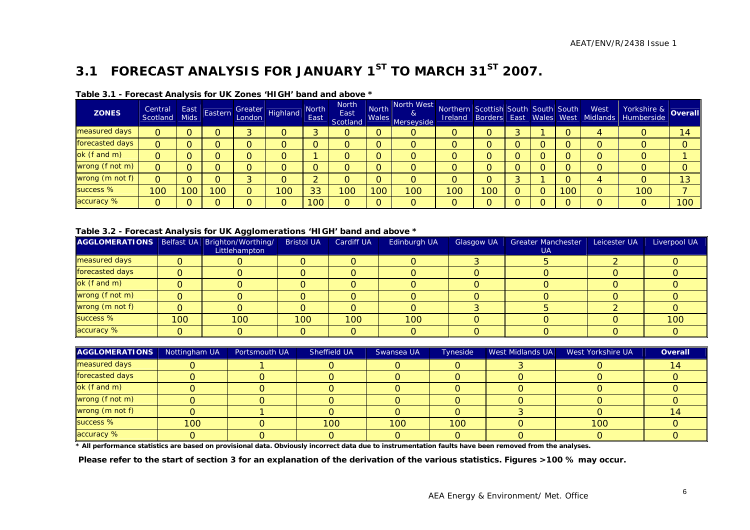## 3.1 FORECAST ANALYSIS FOR JANUARY 1$^{ST}$ TO MARCH 31$^{ST}$ 2007.

**Table 3.1 - Forecast Analysis for UK Zones 'HIGH' band and above ***

| ZONES | Central Scotland | East Mids | Eastern | Greater London | Highland | North East | North East Scotland | North Wales | North West & Merseyside | Northern Ireland | Scottish Borders | South East | South Wales | South West | West Midlands | Yorkshire & Humberside | Overall |
|---|---|---|---|---|---|---|---|---|---|---|---|---|---|---|---|---|---|
| measured days | 0 | 0 | 0 | 3 | 0 | 3 | 0 | 0 | 0 | 0 | 0 | 3 | 1 | 0 | 4 | 0 | 14 |
| forecasted days | 0 | 0 | 0 | 0 | 0 | 0 | 0 | 0 | 0 | 0 | 0 | 0 | 0 | 0 | 0 | 0 | 0 |
| ok (f and m) | 0 | 0 | 0 | 0 | 0 | 1 | 0 | 0 | 0 | 0 | 0 | 0 | 0 | 0 | 0 | 0 | 1 |
| wrong (f not m) | 0 | 0 | 0 | 0 | 0 | 0 | 0 | 0 | 0 | 0 | 0 | 0 | 0 | 0 | 0 | 0 | 0 |
| wrong (m not f) | 0 | 0 | 0 | 3 | 0 | 2 | 0 | 0 | 0 | 0 | 0 | 3 | 1 | 0 | 4 | 0 | 13 |
| success % | 100 | 100 | 100 | 0 | 100 | 33 | 100 | 100 | 100 | 100 | 100 | 0 | 0 | 100 | 0 | 100 | 7 |
| accuracy % | 0 | 0 | 0 | 0 | 0 | 100 | 0 | 0 | 0 | 0 | 0 | 0 | 0 | 0 | 0 | 0 | 100 |

**Table 3.2 - Forecast Analysis for UK Agglomerations 'HIGH' band and above ***

| AGGLOMERATIONS | Belfast UA | Brighton/Worthing/ Littlehampton | Bristol UA | Cardiff UA | Edinburgh UA | Glasgow UA | Greater Manchester UA | Leicester UA | Liverpool UA |
|---|---|---|---|---|---|---|---|---|---|
| measured days | 0 | 0 | 0 | 0 | 0 | 3 | 5 | 2 | 0 |
| forecasted days | 0 | 0 | 0 | 0 | 0 | 0 | 0 | 0 | 0 |
| ok (f and m) | 0 | 0 | 0 | 0 | 0 | 0 | 0 | 0 | 0 |
| wrong (f not m) | 0 | 0 | 0 | 0 | 0 | 0 | 0 | 0 | 0 |
| wrong (m not f) | 0 | 0 | 0 | 0 | 0 | 3 | 5 | 2 | 0 |
| success % | 100 | 100 | 100 | 100 | 100 | 0 | 0 | 0 | 100 |
| accuracy % | 0 | 0 | 0 | 0 | 0 | 0 | 0 | 0 | 0 |

| AGGLOMERATIONS | Nottingham UA | Portsmouth UA | Sheffield UA | Swansea UA | Tyneside | West Midlands UA | West Yorkshire UA | Overall |
|---|---|---|---|---|---|---|---|---|
| measured days | 0 | 1 | 0 | 0 | 0 | 3 | 0 | 14 |
| forecasted days | 0 | 0 | 0 | 0 | 0 | 0 | 0 | 0 |
| ok (f and m) | 0 | 0 | 0 | 0 | 0 | 0 | 0 | 0 |
| wrong (f not m) | 0 | 0 | 0 | 0 | 0 | 0 | 0 | 0 |
| wrong (m not f) | 0 | 1 | 0 | 0 | 0 | 3 | 0 | 14 |
| success % | 100 | 0 | 100 | 100 | 100 | 0 | 100 | 0 |
| accuracy % | 0 | 0 | 0 | 0 | 0 | 0 | 0 | 0 |

**\* All performance statistics are based on provisional data. Obviously incorrect data due to instrumentation faults have been removed from the analyses.**

**Please refer to the start of section 3 for an explanation of the derivation of the various statistics. Figures >100 % may occur.**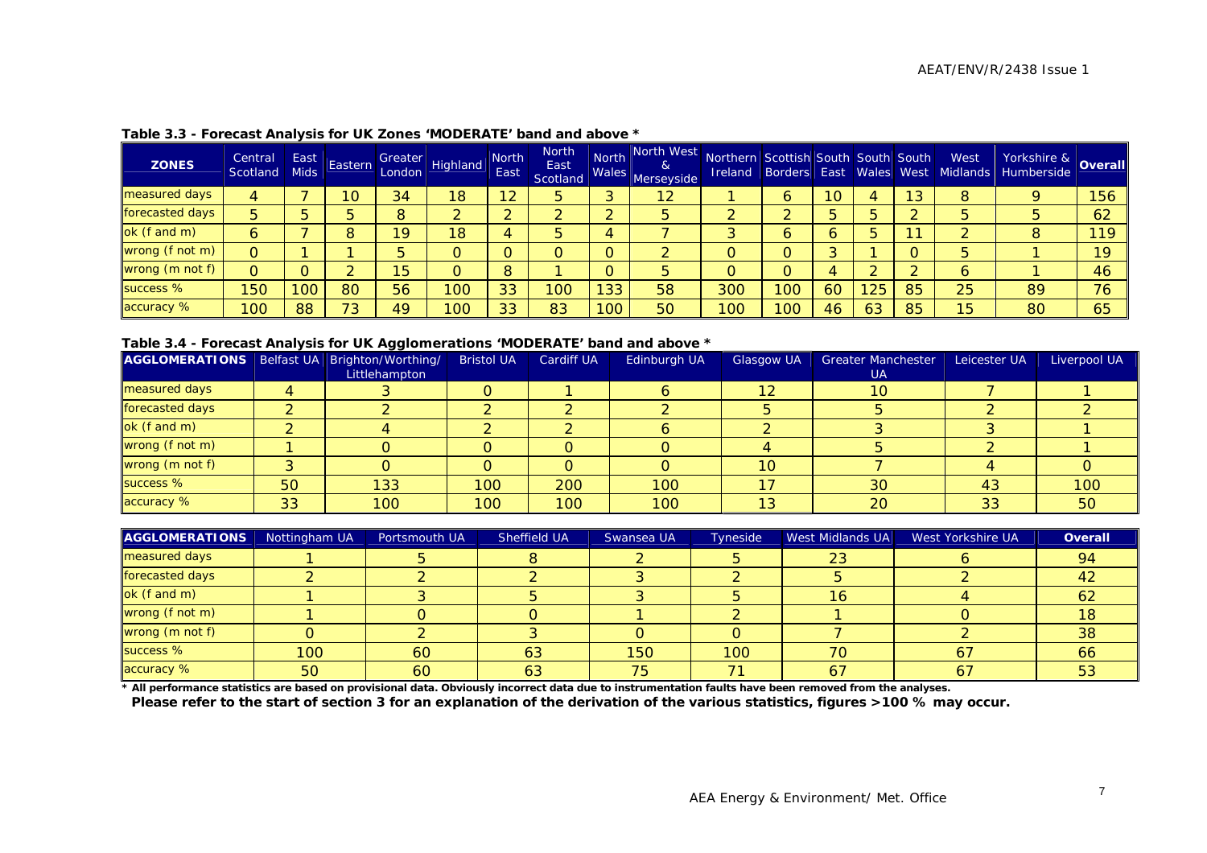**Table 3.3 - Forecast Analysis for UK Zones 'MODERATE' band and above ***

| ZONES | Central Scotland | East Mids | Eastern | Greater London | Highland | North East | North East Scotland | North Wales | North West & Merseyside | Northern Ireland | Scottish Borders | South East | South Wales | South West | West Midlands | Yorkshire & Humberside | Overall |
|---|---|---|---|---|---|---|---|---|---|---|---|---|---|---|---|---|---|
| measured days | 4 | 7 | 10 | 34 | 18 | 12 | 5 | 3 | 12 | 1 | 6 | 10 | 4 | 13 | 8 | 9 | 156 |
| forecasted days | 5 | 5 | 5 | 8 | 2 | 2 | 2 | 2 | 5 | 2 | 2 | 5 | 5 | 2 | 5 | 5 | 62 |
| ok (f and m) | 6 | 7 | 8 | 19 | 18 | 4 | 5 | 4 | 7 | 3 | 6 | 6 | 5 | 11 | 2 | 8 | 119 |
| wrong (f not m) | 0 | 1 | 1 | 5 | 0 | 0 | 0 | 0 | 2 | 0 | 0 | 3 | 1 | 0 | 5 | 1 | 19 |
| wrong (m not f) | 0 | 0 | 2 | 15 | 0 | 8 | 1 | 0 | 5 | 0 | 0 | 4 | 2 | 2 | 6 | 1 | 46 |
| success % | 150 | 100 | 80 | 56 | 100 | 33 | 100 | 133 | 58 | 300 | 100 | 60 | 125 | 85 | 25 | 89 | 76 |
| accuracy % | 100 | 88 | 73 | 49 | 100 | 33 | 83 | 100 | 50 | 100 | 100 | 46 | 63 | 85 | 15 | 80 | 65 |

**Table 3.4 - Forecast Analysis for UK Agglomerations 'MODERATE' band and above ***

| AGGLOMERATIONS | Belfast UA | Brighton/Worthing/ Littlehampton | Bristol UA | Cardiff UA | Edinburgh UA | Glasgow UA | Greater Manchester UA | Leicester UA | Liverpool UA |
|---|---|---|---|---|---|---|---|---|---|
| measured days | 4 | 3 | 0 | 1 | 6 | 12 | 10 | 7 | 1 |
| forecasted days | 2 | 2 | 2 | 2 | 2 | 5 | 5 | 2 | 2 |
| ok (f and m) | 2 | 4 | 2 | 2 | 6 | 2 | 3 | 3 | 1 |
| wrong (f not m) | 1 | 0 | 0 | 0 | 0 | 4 | 5 | 2 | 1 |
| wrong (m not f) | 3 | 0 | 0 | 0 | 0 | 10 | 7 | 4 | 0 |
| success % | 50 | 133 | 100 | 200 | 100 | 17 | 30 | 43 | 100 |
| accuracy % | 33 | 100 | 100 | 100 | 100 | 13 | 20 | 33 | 50 |

| AGGLOMERATIONS | Nottingham UA | Portsmouth UA | Sheffield UA | Swansea UA | Tyneside | West Midlands UA | West Yorkshire UA | Overall |
|---|---|---|---|---|---|---|---|---|
| measured days | 1 | 5 | 8 | 2 | 5 | 23 | 6 | 94 |
| forecasted days | 2 | 2 | 2 | 3 | 2 | 5 | 2 | 42 |
| ok (f and m) | 1 | 3 | 5 | 3 | 5 | 16 | 4 | 62 |
| wrong (f not m) | 1 | 0 | 0 | 1 | 2 | 1 | 0 | 18 |
| wrong (m not f) | 0 | 2 | 3 | 0 | 0 | 7 | 2 | 38 |
| success % | 100 | 60 | 63 | 150 | 100 | 70 | 67 | 66 |
| accuracy % | 50 | 60 | 63 | 75 | 71 | 67 | 67 | 53 |

**\* All performance statistics are based on provisional data. Obviously incorrect data due to instrumentation faults have been removed from the analyses.**
**Please refer to the start of section 3 for an explanation of the derivation of the various statistics, figures >100 % may occur.**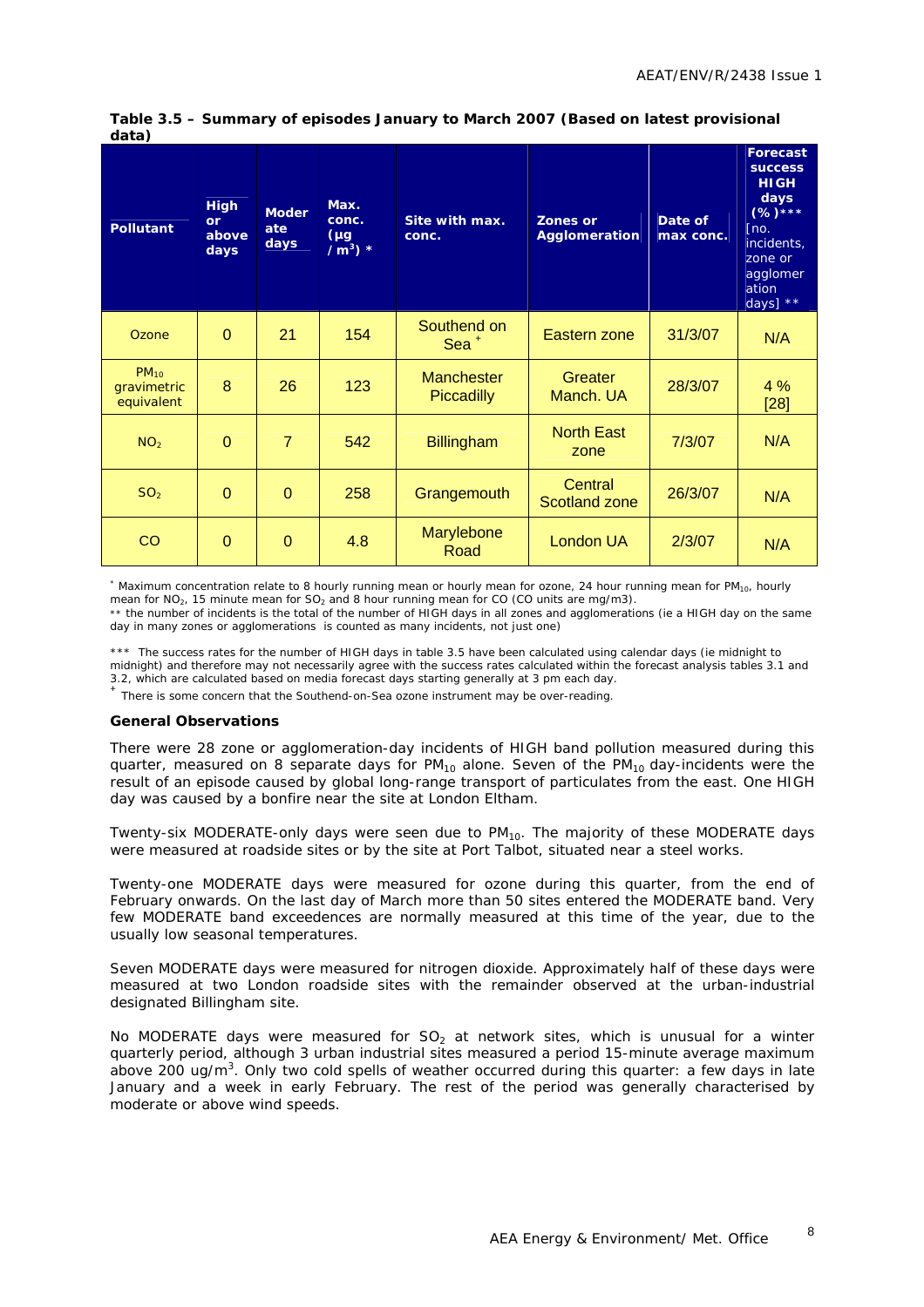**Table 3.5 – Summary of episodes January to March 2007 (Based on latest provisional data)**

| Pollutant | High or above days | Moderate days | Max. conc. (µg /m$^3$) * | Site with max. conc. | Zones or Agglomeration | Date of max conc. | Forecast success HIGH days (%)*** [no. incidents, zone or agglomeration days] ** |
|---|---|---|---|---|---|---|---|
| Ozone | 0 | 21 | 154 | Southend on Sea + | Eastern zone | 31/3/07 | N/A |
| $PM_{10}$ gravimetric equivalent | 8 | 26 | 123 | Manchester Piccadilly | Greater Manch. UA | 28/3/07 | 4 % [28] |
| $NO_2$ | 0 | 7 | 542 | Billingham | North East zone | 7/3/07 | N/A |
| $SO_2$ | 0 | 0 | 258 | Grangemouth | Central Scotland zone | 26/3/07 | N/A |
| CO | 0 | 0 | 4.8 | Marylebone Road | London UA | 2/3/07 | N/A |

* Maximum concentration relate to 8 hourly running mean or hourly mean for ozone, 24 hour running mean for $PM_{10}$, hourly mean for $NO_2$, 15 minute mean for $SO_2$ and 8 hour running mean for CO (CO units are mg/m3).

** the number of incidents is the total of the number of HIGH days in all zones and agglomerations (ie a HIGH day on the same day in many zones or agglomerations is counted as many incidents, not just one)

*** The success rates for the number of HIGH days in table 3.5 have been calculated using calendar days (ie midnight to midnight) and therefore may not necessarily agree with the success rates calculated within the forecast analysis tables 3.1 and 3.2, which are calculated based on media forecast days starting generally at 3 pm each day.

+ There is some concern that the Southend-on-Sea ozone instrument may be over-reading.

**General Observations**

There were 28 zone or agglomeration-day incidents of HIGH band pollution measured during this quarter, measured on 8 separate days for $PM_{10}$ alone. Seven of the $PM_{10}$ day-incidents were the result of an episode caused by global long-range transport of particulates from the east. One HIGH day was caused by a bonfire near the site at London Eltham.

Twenty-six MODERATE-only days were seen due to $PM_{10}$. The majority of these MODERATE days were measured at roadside sites or by the site at Port Talbot, situated near a steel works.

Twenty-one MODERATE days were measured for ozone during this quarter, from the end of February onwards. On the last day of March more than 50 sites entered the MODERATE band. Very few MODERATE band exceedences are normally measured at this time of the year, due to the usually low seasonal temperatures.

Seven MODERATE days were measured for nitrogen dioxide. Approximately half of these days were measured at two London roadside sites with the remainder observed at the urban-industrial designated Billingham site.

No MODERATE days were measured for $SO_2$ at network sites, which is unusual for a winter quarterly period, although 3 urban industrial sites measured a period 15-minute average maximum above 200 ug/m$^3$. Only two cold spells of weather occurred during this quarter: a few days in late January and a week in early February. The rest of the period was generally characterised by moderate or above wind speeds.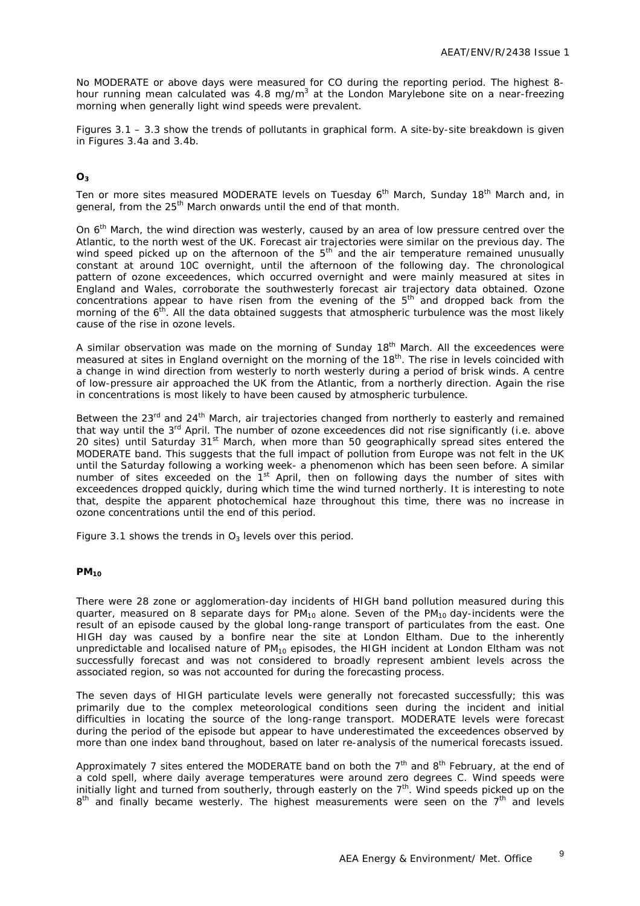No MODERATE or above days were measured for CO during the reporting period. The highest 8-hour running mean calculated was 4.8 mg/m$^3$ at the London Marylebone site on a near-freezing morning when generally light wind speeds were prevalent.

Figures 3.1 – 3.3 show the trends of pollutants in graphical form. A site-by-site breakdown is given in Figures 3.4a and 3.4b.

### $O_3$

Ten or more sites measured MODERATE levels on Tuesday 6th March, Sunday 18th March and, in general, from the 25th March onwards until the end of that month.

On 6th March, the wind direction was westerly, caused by an area of low pressure centred over the Atlantic, to the north west of the UK. Forecast air trajectories were similar on the previous day. The wind speed picked up on the afternoon of the 5th and the air temperature remained unusually constant at around 10C overnight, until the afternoon of the following day. The chronological pattern of ozone exceedences, which occurred overnight and were mainly measured at sites in England and Wales, corroborate the southwesterly forecast air trajectory data obtained. Ozone concentrations appear to have risen from the evening of the 5th and dropped back from the morning of the 6th. All the data obtained suggests that atmospheric turbulence was the most likely cause of the rise in ozone levels.

A similar observation was made on the morning of Sunday 18th March. All the exceedences were measured at sites in England overnight on the morning of the 18th. The rise in levels coincided with a change in wind direction from westerly to north westerly during a period of brisk winds. A centre of low-pressure air approached the UK from the Atlantic, from a northerly direction. Again the rise in concentrations is most likely to have been caused by atmospheric turbulence.

Between the 23rd and 24th March, air trajectories changed from northerly to easterly and remained that way until the 3rd April. The number of ozone exceedences did not rise significantly (i.e. above 20 sites) until Saturday 31st March, when more than 50 geographically spread sites entered the MODERATE band. This suggests that the full impact of pollution from Europe was not felt in the UK until the Saturday following a working week- a phenomenon which has been seen before. A similar number of sites exceeded on the 1st April, then on following days the number of sites with exceedences dropped quickly, during which time the wind turned northerly. It is interesting to note that, despite the apparent photochemical haze throughout this time, there was no increase in ozone concentrations until the end of this period.

Figure 3.1 shows the trends in $O_3$ levels over this period.

### $PM_{10}$

There were 28 zone or agglomeration-day incidents of HIGH band pollution measured during this quarter, measured on 8 separate days for $PM_{10}$ alone. Seven of the $PM_{10}$ day-incidents were the result of an episode caused by the global long-range transport of particulates from the east. One HIGH day was caused by a bonfire near the site at London Eltham. Due to the inherently unpredictable and localised nature of $PM_{10}$ episodes, the HIGH incident at London Eltham was not successfully forecast and was not considered to broadly represent ambient levels across the associated region, so was not accounted for during the forecasting process.

The seven days of HIGH particulate levels were generally not forecasted successfully; this was primarily due to the complex meteorological conditions seen during the incident and initial difficulties in locating the source of the long-range transport. MODERATE levels were forecast during the period of the episode but appear to have underestimated the exceedences observed by more than one index band throughout, based on later re-analysis of the numerical forecasts issued.

Approximately 7 sites entered the MODERATE band on both the 7th and 8th February, at the end of a cold spell, where daily average temperatures were around zero degrees C. Wind speeds were initially light and turned from southerly, through easterly on the 7th. Wind speeds picked up on the 8th and finally became westerly. The highest measurements were seen on the 7th and levels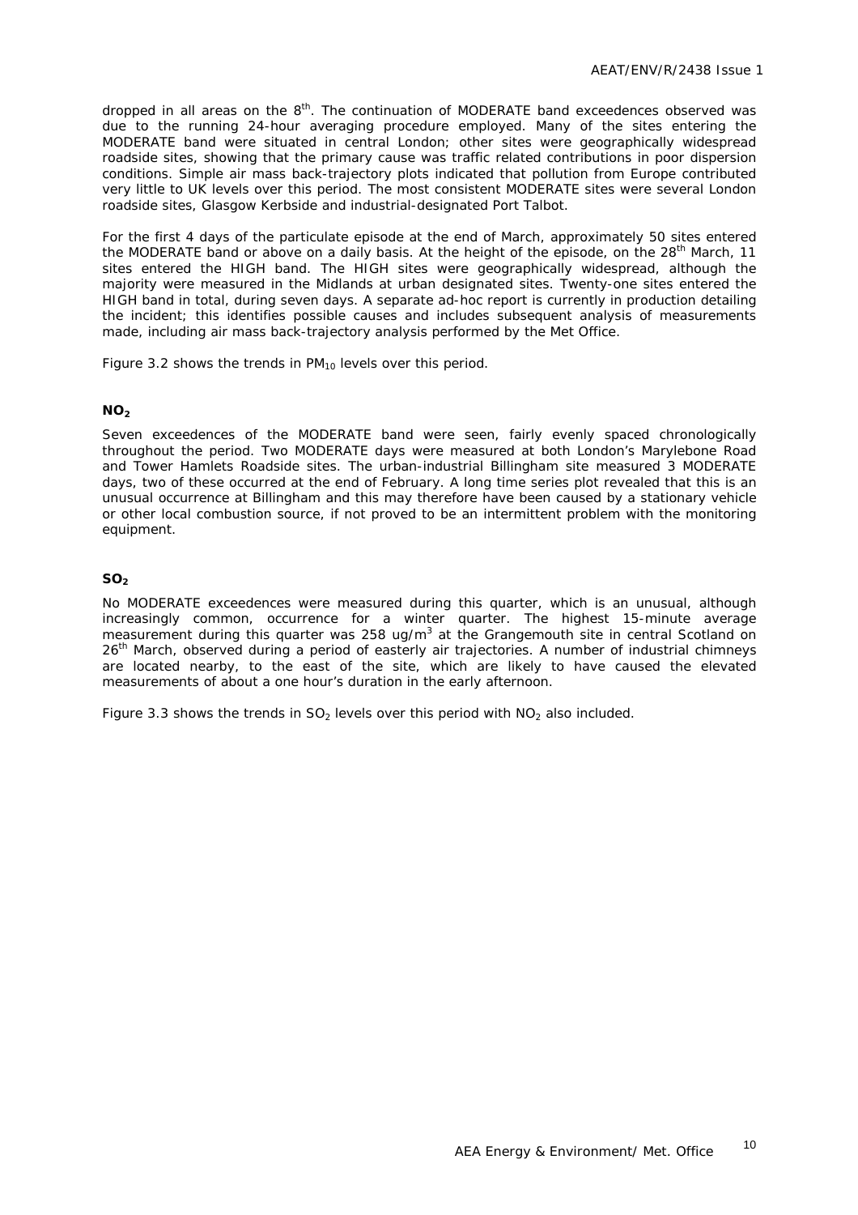dropped in all areas on the 8th. The continuation of MODERATE band exceedences observed was due to the running 24-hour averaging procedure employed. Many of the sites entering the MODERATE band were situated in central London; other sites were geographically widespread roadside sites, showing that the primary cause was traffic related contributions in poor dispersion conditions. Simple air mass back-trajectory plots indicated that pollution from Europe contributed very little to UK levels over this period. The most consistent MODERATE sites were several London roadside sites, Glasgow Kerbside and industrial-designated Port Talbot.

For the first 4 days of the particulate episode at the end of March, approximately 50 sites entered the MODERATE band or above on a daily basis. At the height of the episode, on the 28th March, 11 sites entered the HIGH band. The HIGH sites were geographically widespread, although the majority were measured in the Midlands at urban designated sites. Twenty-one sites entered the HIGH band in total, during seven days. A separate ad-hoc report is currently in production detailing the incident; this identifies possible causes and includes subsequent analysis of measurements made, including air mass back-trajectory analysis performed by the Met Office.

Figure 3.2 shows the trends in $PM_{10}$ levels over this period.

### $NO_2$

Seven exceedences of the MODERATE band were seen, fairly evenly spaced chronologically throughout the period. Two MODERATE days were measured at both London's Marylebone Road and Tower Hamlets Roadside sites. The urban-industrial Billingham site measured 3 MODERATE days, two of these occurred at the end of February. A long time series plot revealed that this is an unusual occurrence at Billingham and this may therefore have been caused by a stationary vehicle or other local combustion source, if not proved to be an intermittent problem with the monitoring equipment.

### $SO_2$

No MODERATE exceedences were measured during this quarter, which is an unusual, although increasingly common, occurrence for a winter quarter. The highest 15-minute average measurement during this quarter was 258 ug/m$^3$ at the Grangemouth site in central Scotland on 26th March, observed during a period of easterly air trajectories. A number of industrial chimneys are located nearby, to the east of the site, which are likely to have caused the elevated measurements of about a one hour's duration in the early afternoon.

Figure 3.3 shows the trends in $SO_2$ levels over this period with $NO_2$ also included.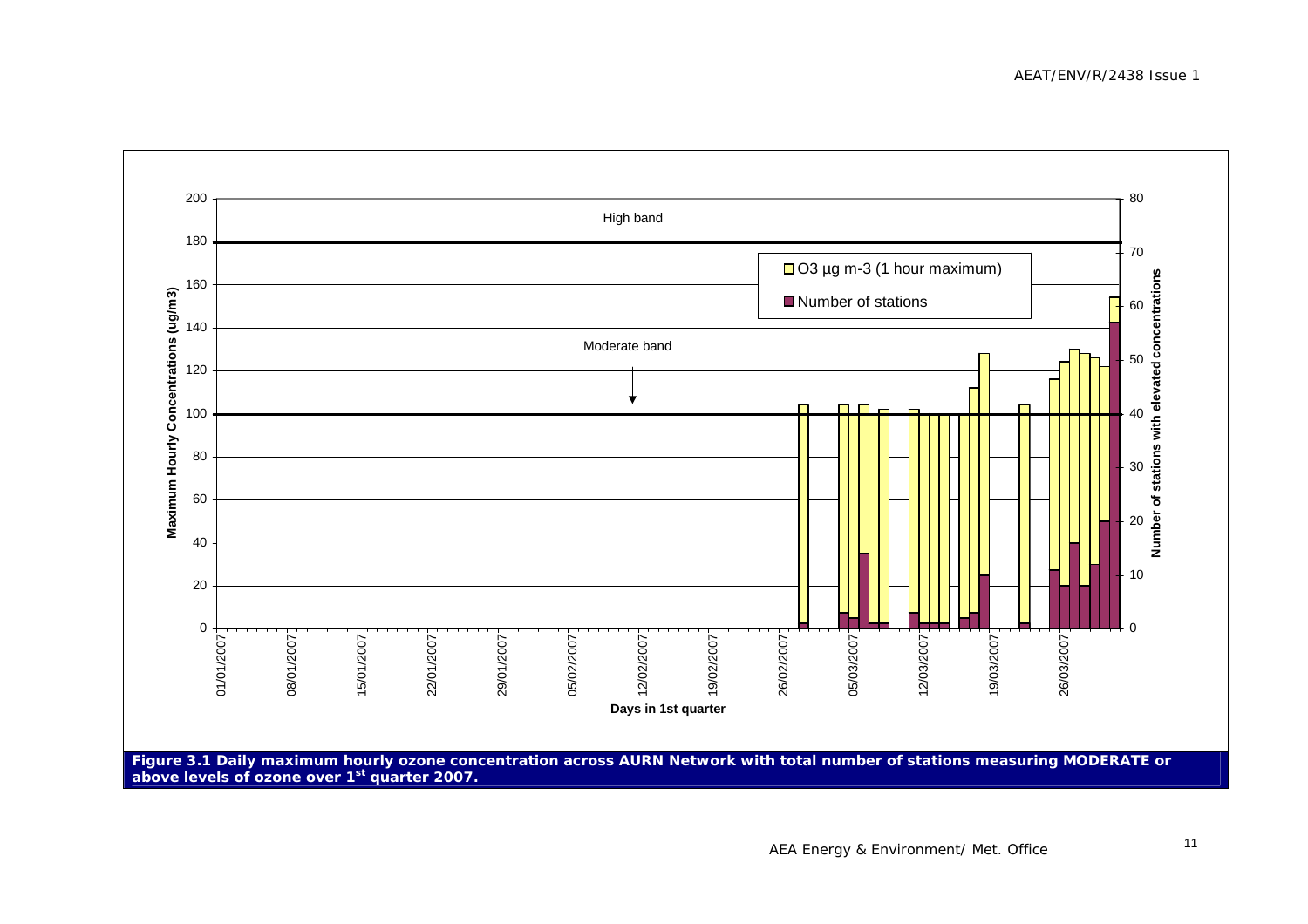**Figure 3.1 Daily maximum hourly ozone concentration across AURN Network with total number of stations measuring MODERATE or above levels of ozone over 1st quarter 2007.**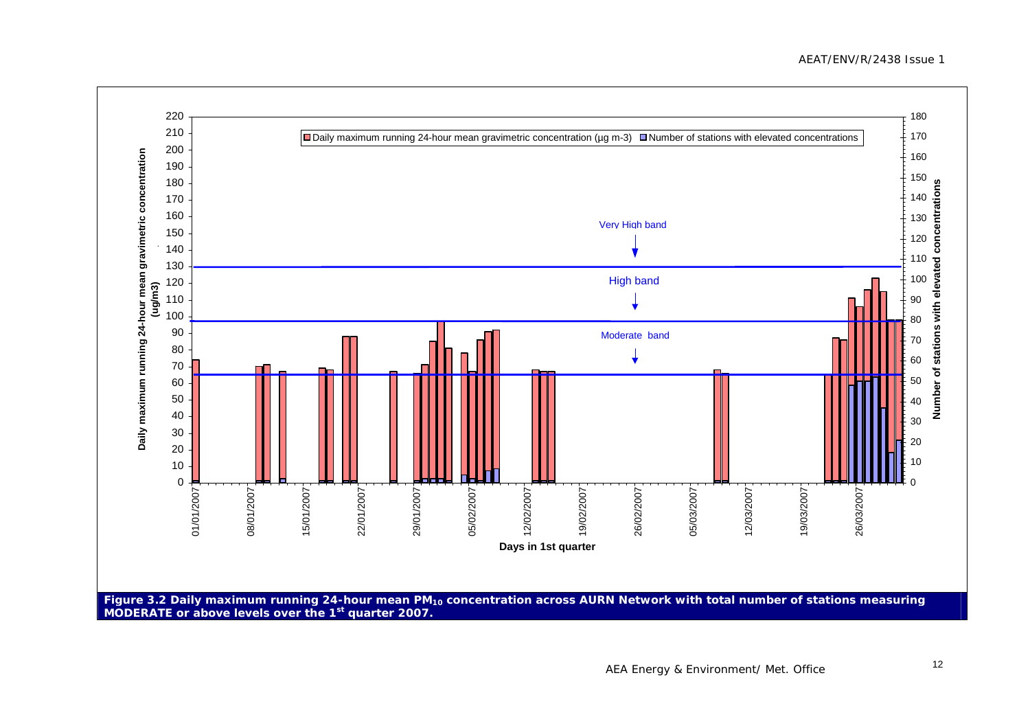**Figure 3.2 Daily maximum running 24-hour mean $PM_{10}$ concentration across AURN Network with total number of stations measuring MODERATE or above levels over the 1st quarter 2007.**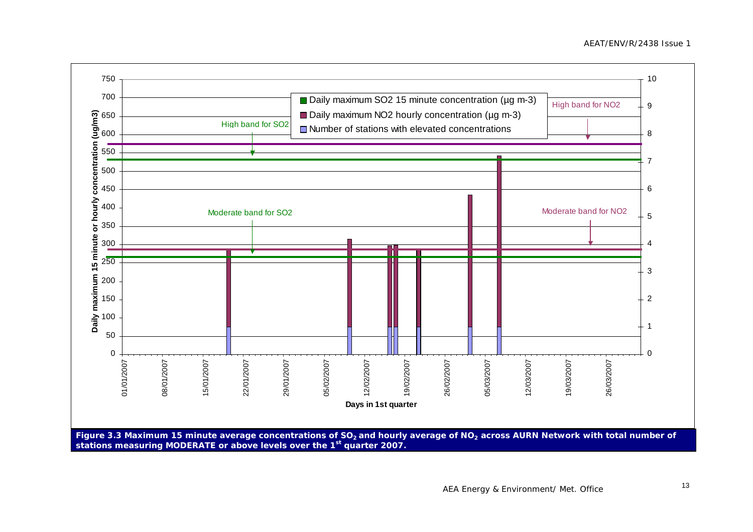**Figure 3.3 Maximum 15 minute average concentrations of $SO_2$ and hourly average of $NO_2$ across AURN Network with total number of stations measuring MODERATE or above levels over the 1st quarter 2007.**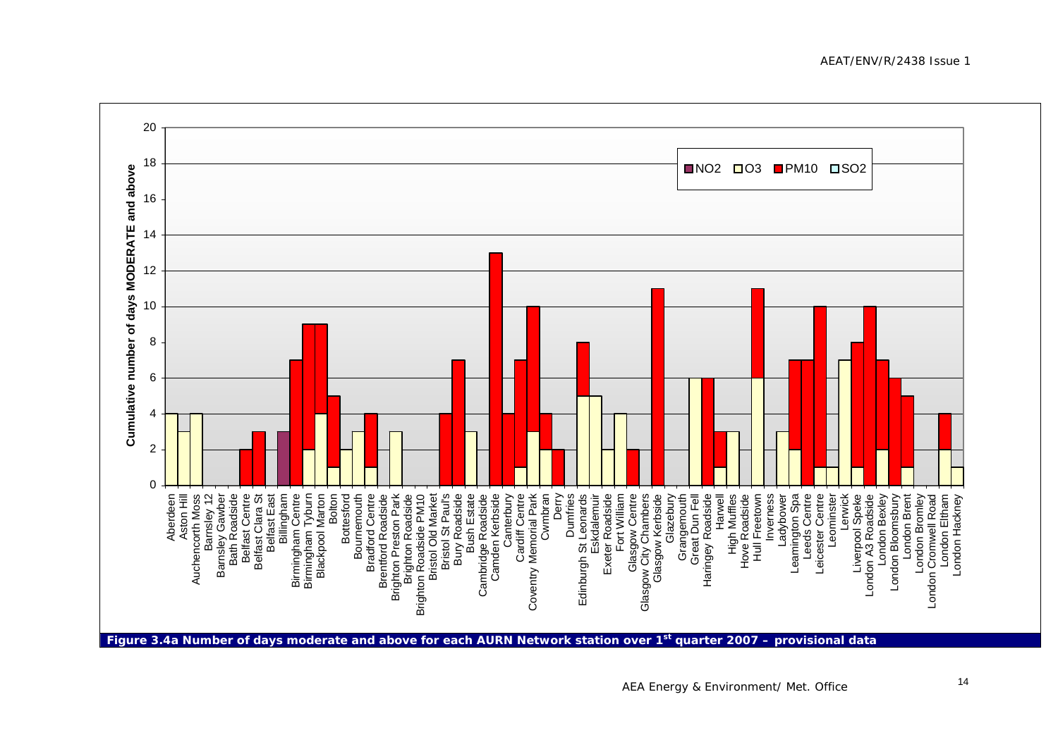Figure 3.4a Number of days moderate and above for each AURN Network station over 1st quarter 2007 – provisional data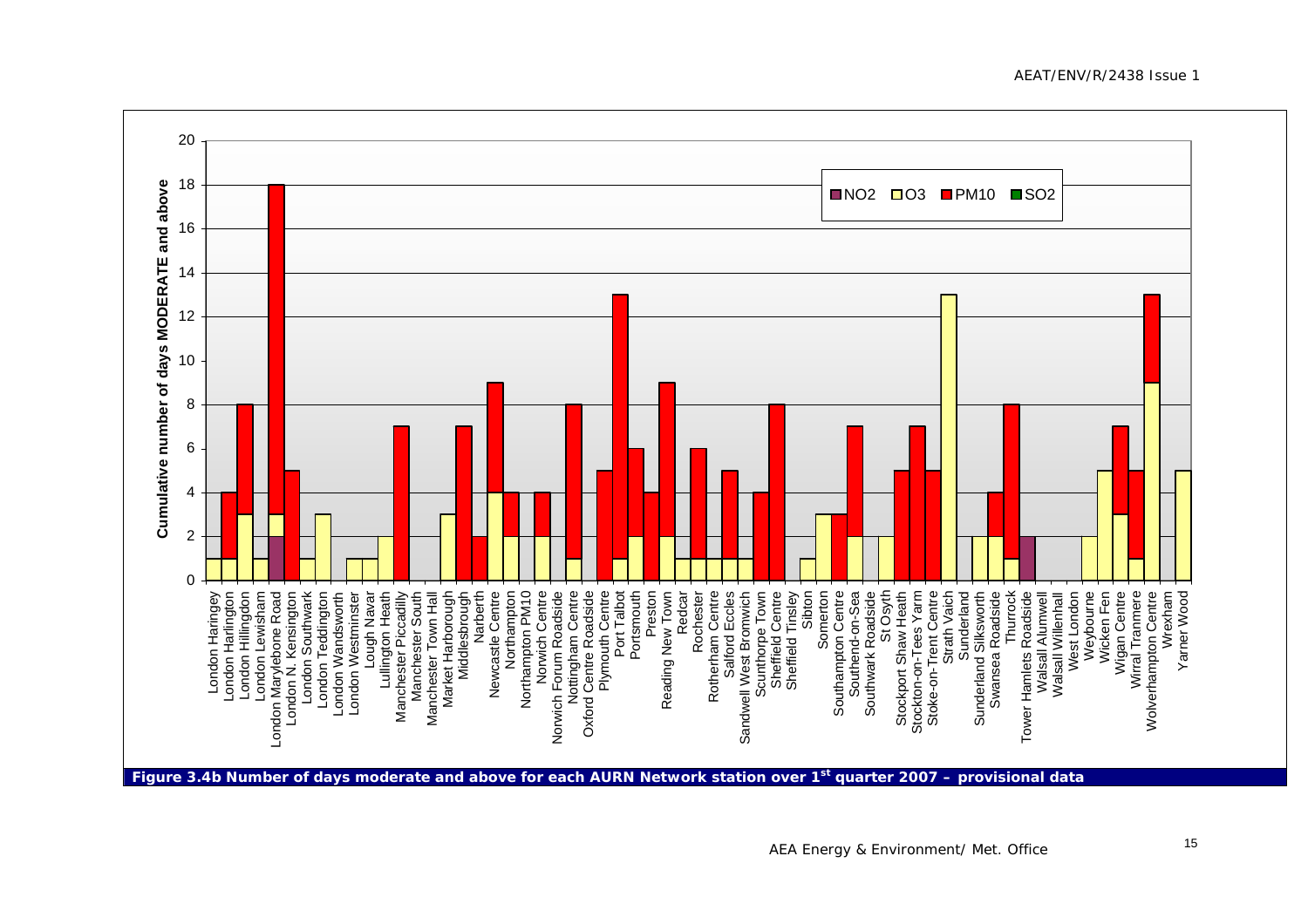Figure 3.4b Number of days moderate and above for each AURN Network station over 1st quarter 2007 – provisional data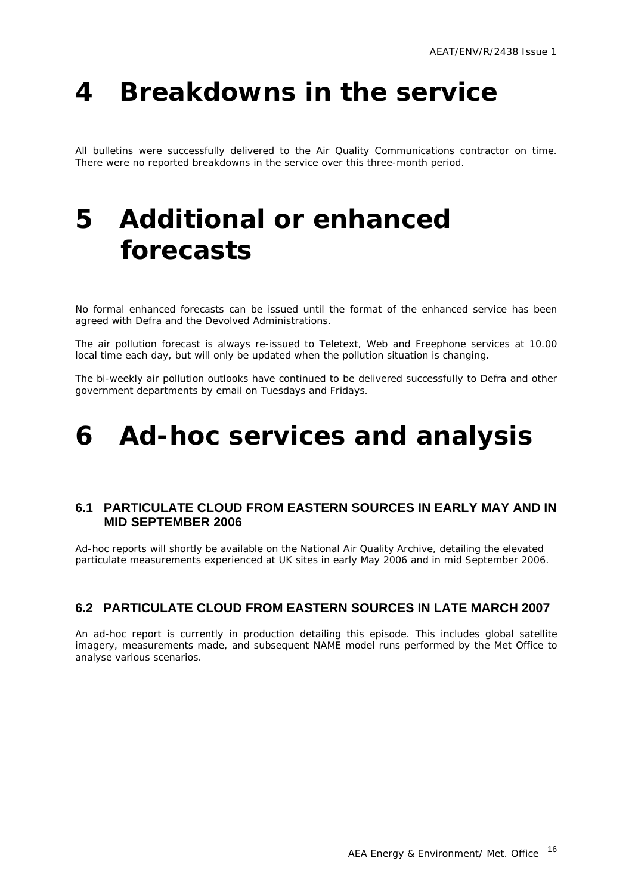# 4 Breakdowns in the service

All bulletins were successfully delivered to the Air Quality Communications contractor on time. There were no reported breakdowns in the service over this three-month period.

# 5 Additional or enhanced forecasts

No formal enhanced forecasts can be issued until the format of the enhanced service has been agreed with Defra and the Devolved Administrations.

The air pollution forecast is always re-issued to Teletext, Web and Freephone services at 10.00 local time each day, but will only be updated when the pollution situation is changing.

The bi-weekly air pollution outlooks have continued to be delivered successfully to Defra and other government departments by email on Tuesdays and Fridays.

# 6 Ad-hoc services and analysis

## 6.1 PARTICULATE CLOUD FROM EASTERN SOURCES IN EARLY MAY AND IN MID SEPTEMBER 2006

Ad-hoc reports will shortly be available on the National Air Quality Archive, detailing the elevated particulate measurements experienced at UK sites in early May 2006 and in mid September 2006.

## 6.2 PARTICULATE CLOUD FROM EASTERN SOURCES IN LATE MARCH 2007

An ad-hoc report is currently in production detailing this episode. This includes global satellite imagery, measurements made, and subsequent NAME model runs performed by the Met Office to analyse various scenarios.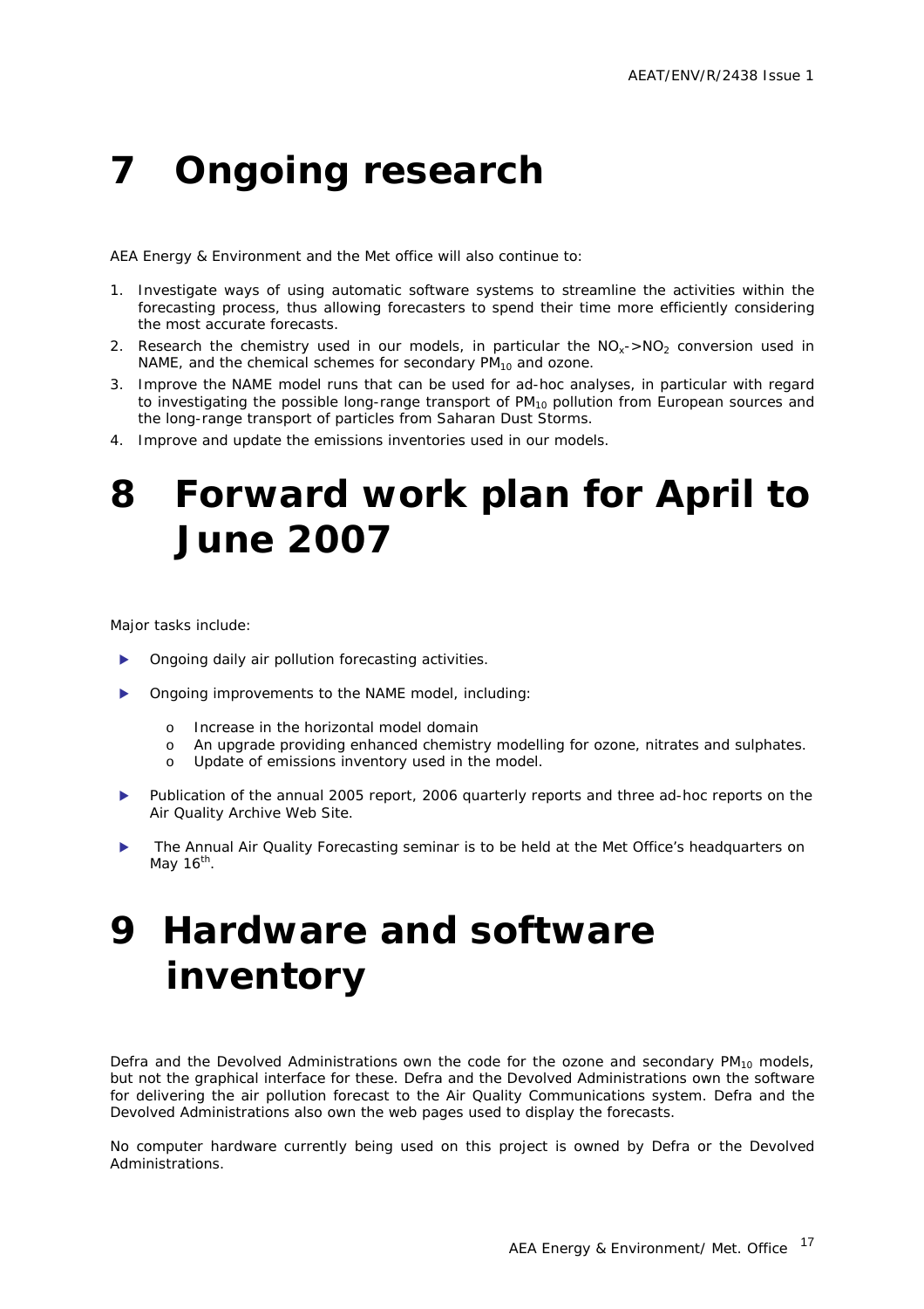# 7 Ongoing research

AEA Energy & Environment and the Met office will also continue to:

1. Investigate ways of using automatic software systems to streamline the activities within the forecasting process, thus allowing forecasters to spend their time more efficiently considering the most accurate forecasts.
2. Research the chemistry used in our models, in particular the $NO_x$->$NO_2$ conversion used in NAME, and the chemical schemes for secondary $PM_{10}$ and ozone.
3. Improve the NAME model runs that can be used for ad-hoc analyses, in particular with regard to investigating the possible long-range transport of $PM_{10}$ pollution from European sources and the long-range transport of particles from Saharan Dust Storms.
4. Improve and update the emissions inventories used in our models.

# 8 Forward work plan for April to June 2007

Major tasks include:

- Ongoing daily air pollution forecasting activities.
- Ongoing improvements to the NAME model, including:
  - Increase in the horizontal model domain
  - An upgrade providing enhanced chemistry modelling for ozone, nitrates and sulphates.
  - Update of emissions inventory used in the model.
- Publication of the annual 2005 report, 2006 quarterly reports and three ad-hoc reports on the Air Quality Archive Web Site.
- The Annual Air Quality Forecasting seminar is to be held at the Met Office's headquarters on May 16th.

# 9 Hardware and software inventory

Defra and the Devolved Administrations own the code for the ozone and secondary $PM_{10}$ models, but not the graphical interface for these. Defra and the Devolved Administrations own the software for delivering the air pollution forecast to the Air Quality Communications system. Defra and the Devolved Administrations also own the web pages used to display the forecasts.

No computer hardware currently being used on this project is owned by Defra or the Devolved Administrations.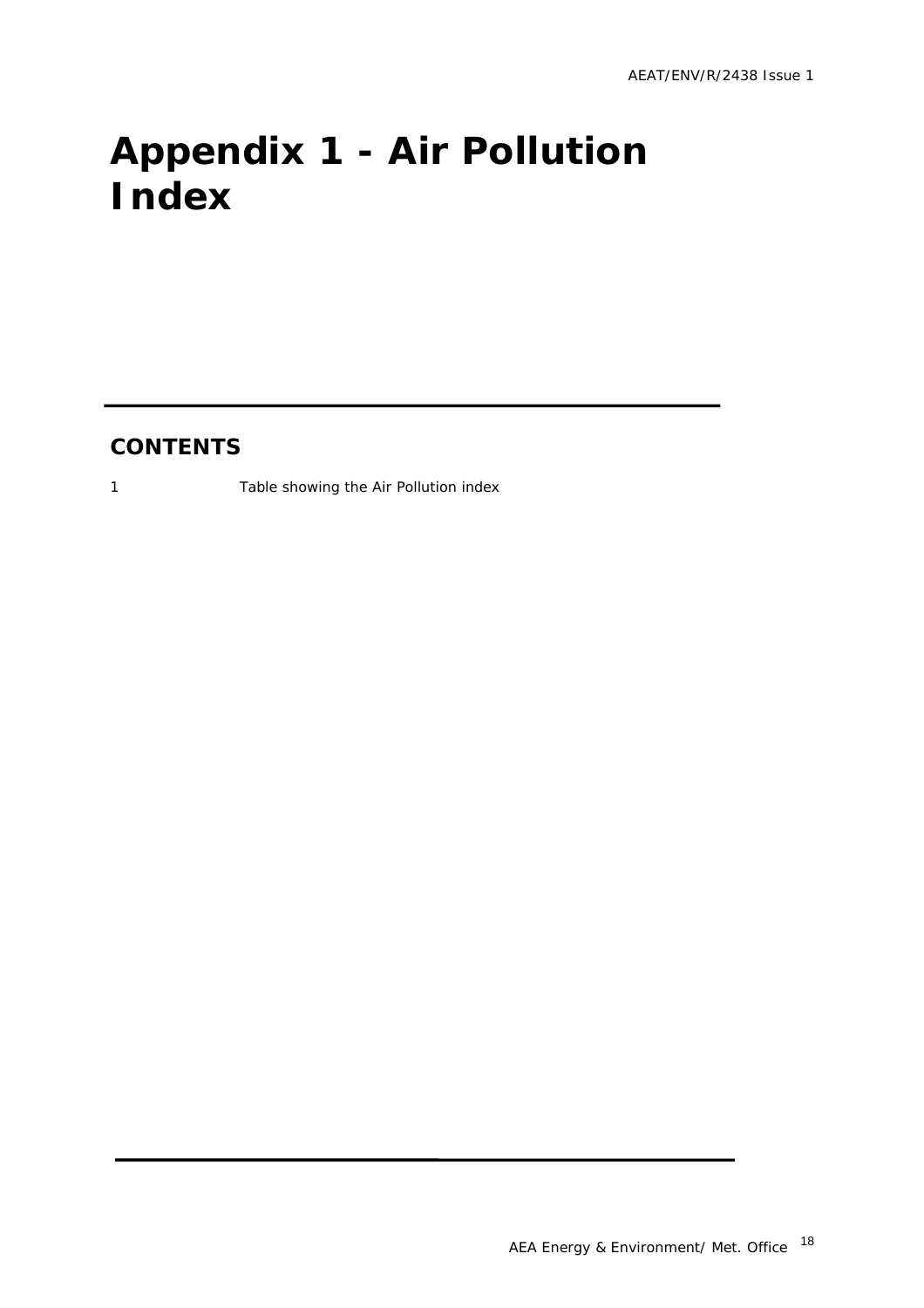# Appendix 1 - Air Pollution Index

## CONTENTS

1 Table showing the Air Pollution index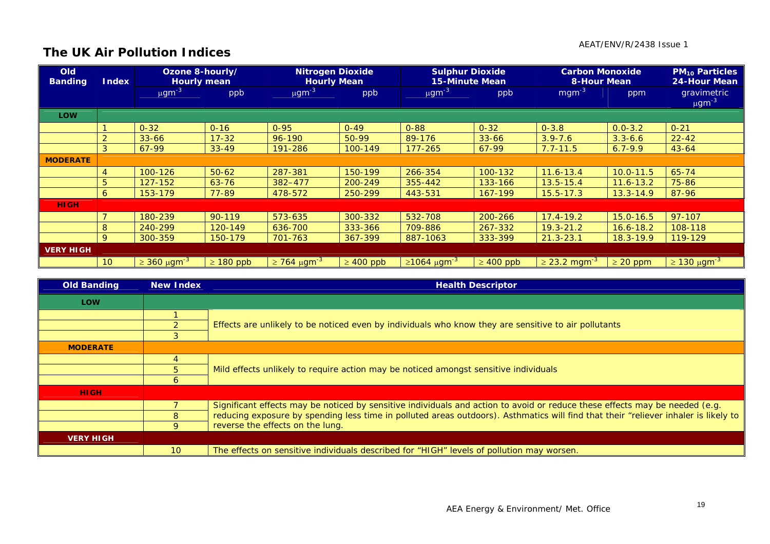## The UK Air Pollution Indices

| Old Banding | Index | Ozone 8-hourly/ Hourly mean | | Nitrogen Dioxide Hourly Mean | | Sulphur Dioxide 15-Minute Mean | | Carbon Monoxide 8-Hour Mean | | $PM_{10}$ Particles 24-Hour Mean |
|---|---|---|---|---|---|---|---|---|---|---|
| | | $\mu gm^{-3}$ | ppb | $\mu gm^{-3}$ | ppb | $\mu gm^{-3}$ | ppb | $mgm^{-3}$ | ppm | gravimetric $\mu gm^{-3}$ |
| **LOW** | | | | | | | | | | |
| | 1 | 0-32 | 0-16 | 0-95 | 0-49 | 0-88 | 0-32 | 0-3.8 | 0.0-3.2 | 0-21 |
| | 2 | 33-66 | 17-32 | 96-190 | 50-99 | 89-176 | 33-66 | 3.9-7.6 | 3.3-6.6 | 22-42 |
| | 3 | 67-99 | 33-49 | 191-286 | 100-149 | 177-265 | 67-99 | 7.7-11.5 | 6.7-9.9 | 43-64 |
| **MODERATE** | | | | | | | | | | |
| | 4 | 100-126 | 50-62 | 287-381 | 150-199 | 266-354 | 100-132 | 11.6-13.4 | 10.0-11.5 | 65-74 |
| | 5 | 127-152 | 63-76 | 382–477 | 200-249 | 355-442 | 133-166 | 13.5-15.4 | 11.6-13.2 | 75-86 |
| | 6 | 153-179 | 77-89 | 478-572 | 250-299 | 443-531 | 167-199 | 15.5-17.3 | 13.3-14.9 | 87-96 |
| **HIGH** | | | | | | | | | | |
| | 7 | 180-239 | 90-119 | 573-635 | 300-332 | 532-708 | 200-266 | 17.4-19.2 | 15.0-16.5 | 97-107 |
| | 8 | 240-299 | 120-149 | 636-700 | 333-366 | 709-886 | 267-332 | 19.3-21.2 | 16.6-18.2 | 108-118 |
| | 9 | 300-359 | 150-179 | 701-763 | 367-399 | 887-1063 | 333-399 | 21.3-23.1 | 18.3-19.9 | 119-129 |
| **VERY HIGH** | | | | | | | | | | |
| | 10 | $\geq$ 360 $\mu gm^{-3}$ | $\geq$ 180 ppb | $\geq$ 764 $\mu gm^{-3}$ | $\geq$ 400 ppb | $\geq$1064 $\mu gm^{-3}$ | $\geq$ 400 ppb | $\geq$ 23.2 $mgm^{-3}$ | $\geq$ 20 ppm | $\geq$ 130 $\mu gm^{-3}$ |

| Old Banding | New Index | Health Descriptor |
|---|---|---|
| **LOW** | | |
| | 1 | Effects are unlikely to be noticed even by individuals who know they are sensitive to air pollutants |
| | 2 | |
| | 3 | |
| **MODERATE** | | |
| | 4 | Mild effects unlikely to require action may be noticed amongst sensitive individuals |
| | 5 | |
| | 6 | |
| **HIGH** | | |
| | 7 | Significant effects may be noticed by sensitive individuals and action to avoid or reduce these effects may be needed (e.g. reducing exposure by spending less time in polluted areas outdoors). Asthmatics will find that their "reliever inhaler is likely to reverse the effects on the lung. |
| | 8 | |
| | 9 | |
| **VERY HIGH** | | |
| | 10 | The effects on sensitive individuals described for "HIGH" levels of pollution may worsen. |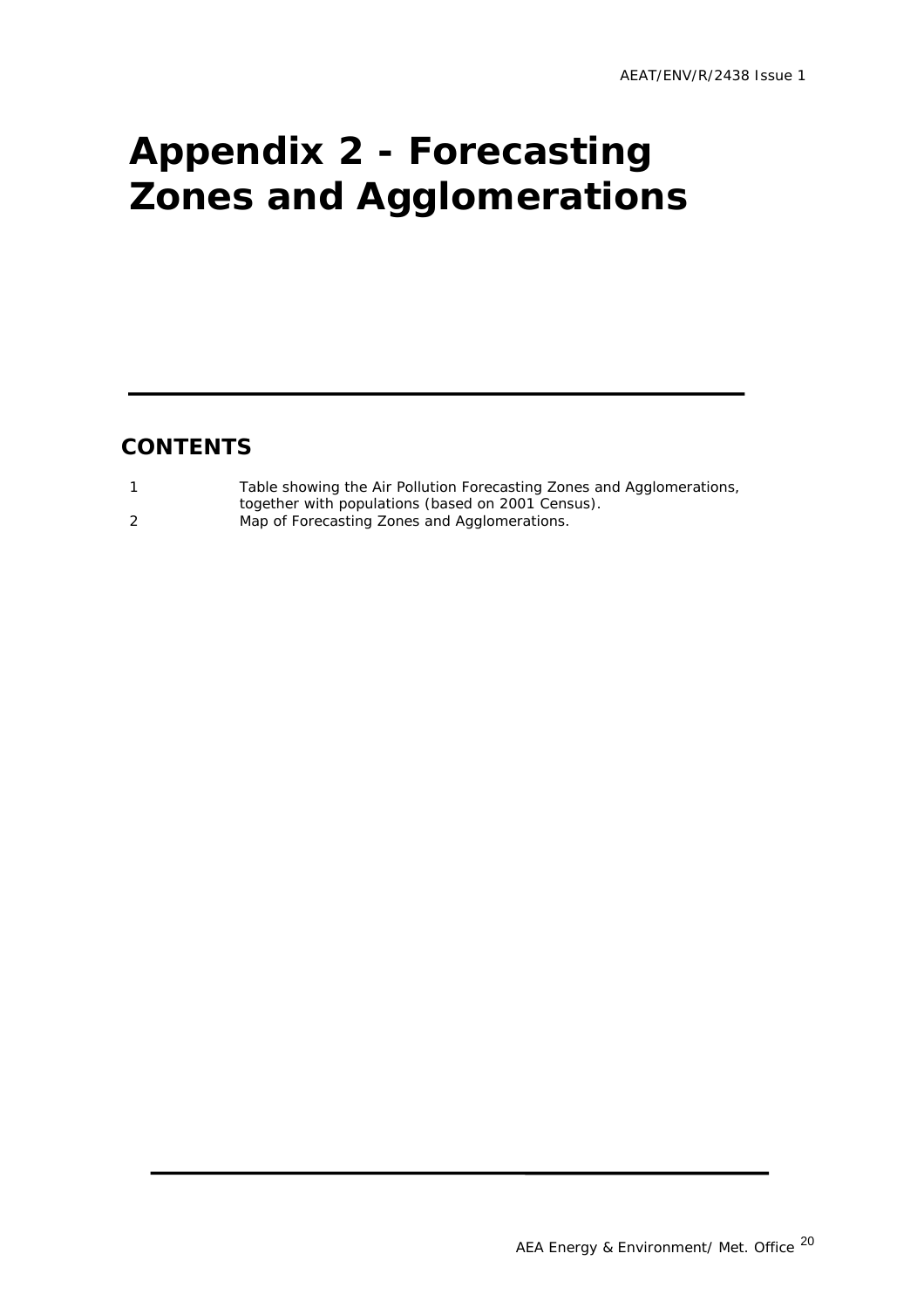# Appendix 2 - Forecasting Zones and Agglomerations

## CONTENTS

| | |
|---|---|
| 1 | Table showing the Air Pollution Forecasting Zones and Agglomerations, together with populations (based on 2001 Census). |
| 2 | Map of Forecasting Zones and Agglomerations. |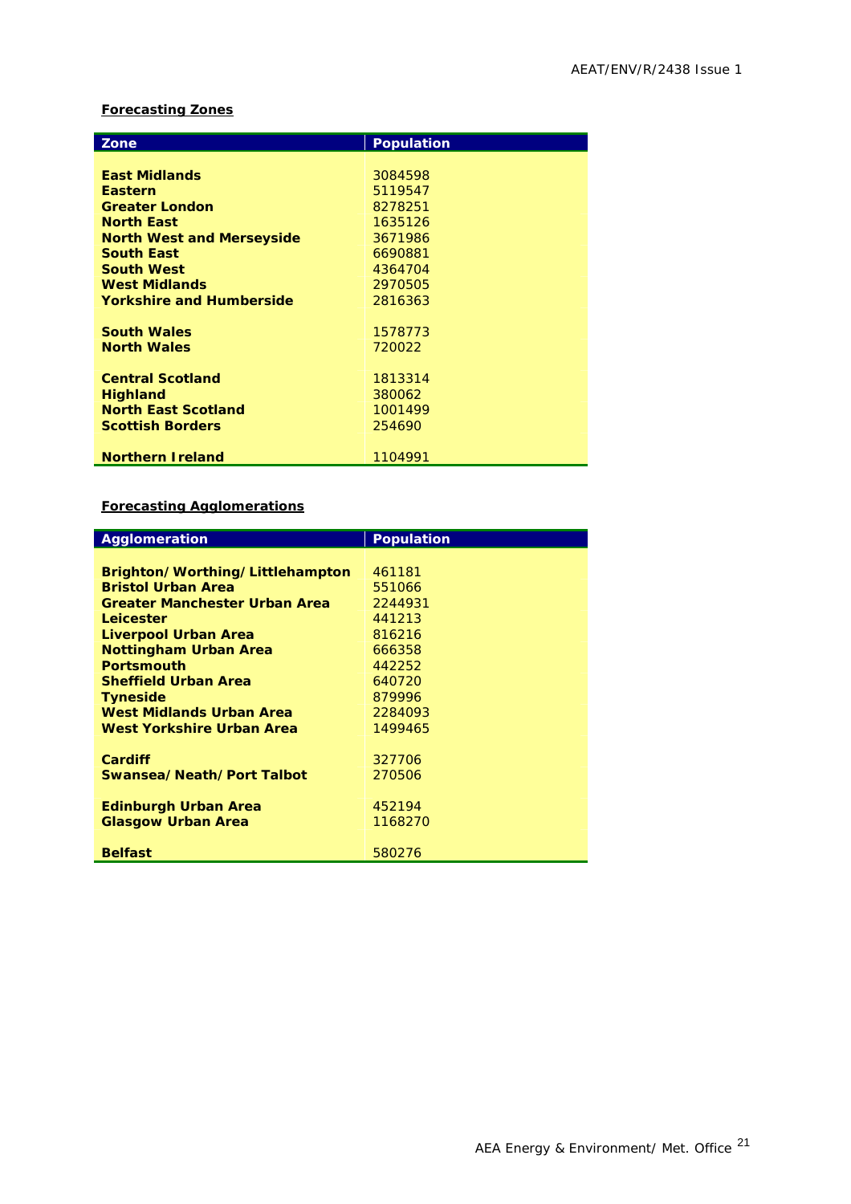**Forecasting Zones**

| Zone | Population |
|---|---|
| **East Midlands** | 3084598 |
| **Eastern** | 5119547 |
| **Greater London** | 8278251 |
| **North East** | 1635126 |
| **North West and Merseyside** | 3671986 |
| **South East** | 6690881 |
| **South West** | 4364704 |
| **West Midlands** | 2970505 |
| **Yorkshire and Humberside** | 2816363 |
| **South Wales** | 1578773 |
| **North Wales** | 720022 |
| **Central Scotland** | 1813314 |
| **Highland** | 380062 |
| **North East Scotland** | 1001499 |
| **Scottish Borders** | 254690 |
| **Northern Ireland** | 1104991 |

**Forecasting Agglomerations**

| Agglomeration | Population |
|---|---|
| **Brighton/Worthing/Littlehampton** | 461181 |
| **Bristol Urban Area** | 551066 |
| **Greater Manchester Urban Area** | 2244931 |
| **Leicester** | 441213 |
| **Liverpool Urban Area** | 816216 |
| **Nottingham Urban Area** | 666358 |
| **Portsmouth** | 442252 |
| **Sheffield Urban Area** | 640720 |
| **Tyneside** | 879996 |
| **West Midlands Urban Area** | 2284093 |
| **West Yorkshire Urban Area** | 1499465 |
| **Cardiff** | 327706 |
| **Swansea/Neath/Port Talbot** | 270506 |
| **Edinburgh Urban Area** | 452194 |
| **Glasgow Urban Area** | 1168270 |
| **Belfast** | 580276 |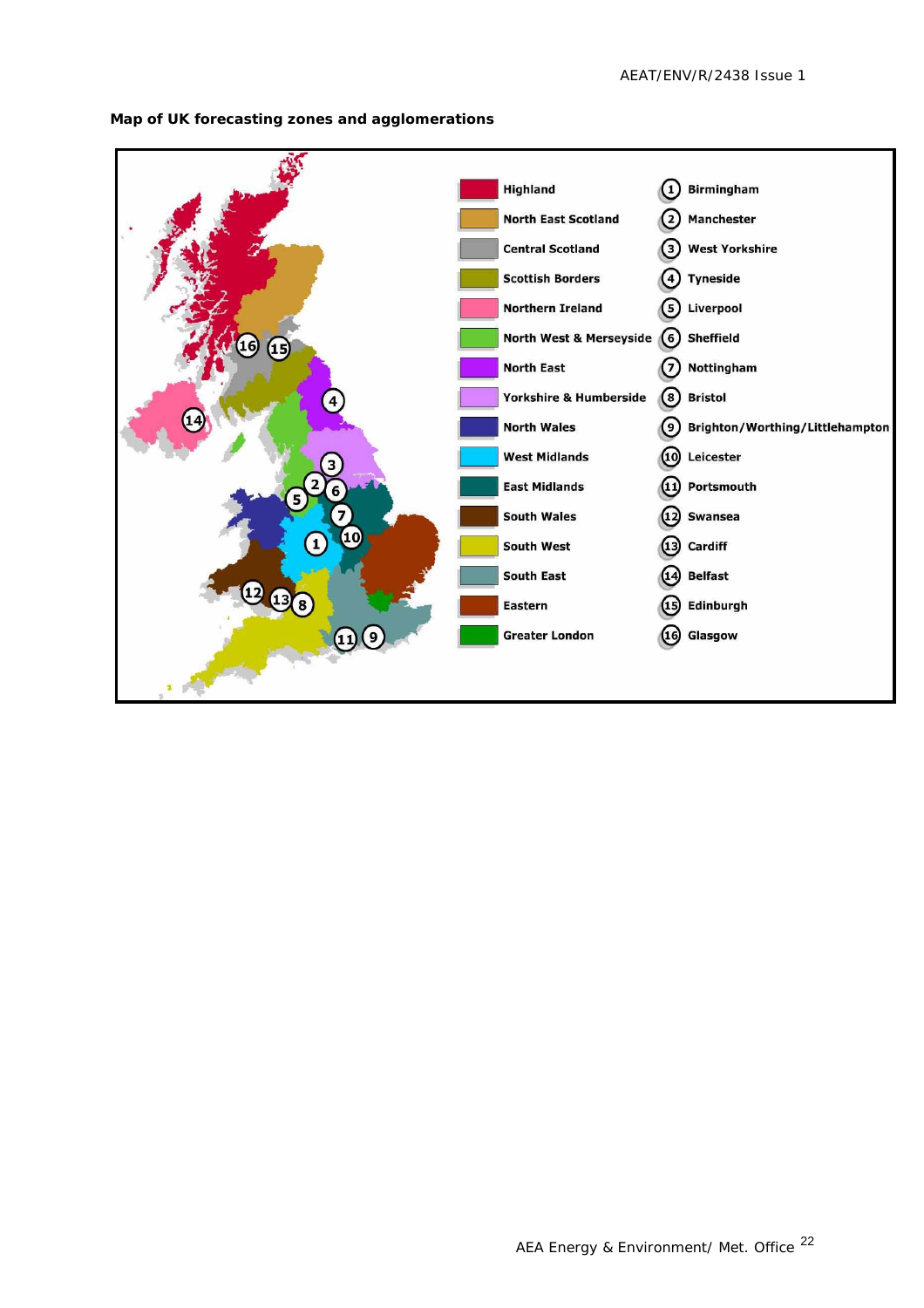**Map of UK forecasting zones and agglomerations**

| Zone | Agglomeration |
| --- | --- |
| Highland | 1 Birmingham |
| North East Scotland | 2 Manchester |
| Central Scotland | 3 West Yorkshire |
| Scottish Borders | 4 Tyneside |
| Northern Ireland | 5 Liverpool |
| North West & Merseyside | 6 Sheffield |
| North East | 7 Nottingham |
| Yorkshire & Humberside | 8 Bristol |
| North Wales | 9 Brighton/Worthing/Littlehampton |
| West Midlands | 10 Leicester |
| East Midlands | 11 Portsmouth |
| South Wales | 12 Swansea |
| South West | 13 Cardiff |
| South East | 14 Belfast |
| Eastern | 15 Edinburgh |
| Greater London | 16 Glasgow |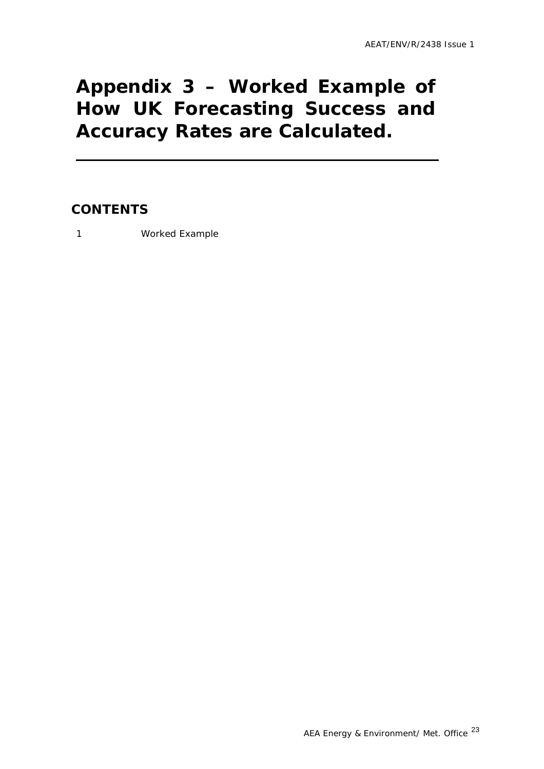# Appendix 3 – Worked Example of How UK Forecasting Success and Accuracy Rates are Calculated.

## CONTENTS

1 Worked Example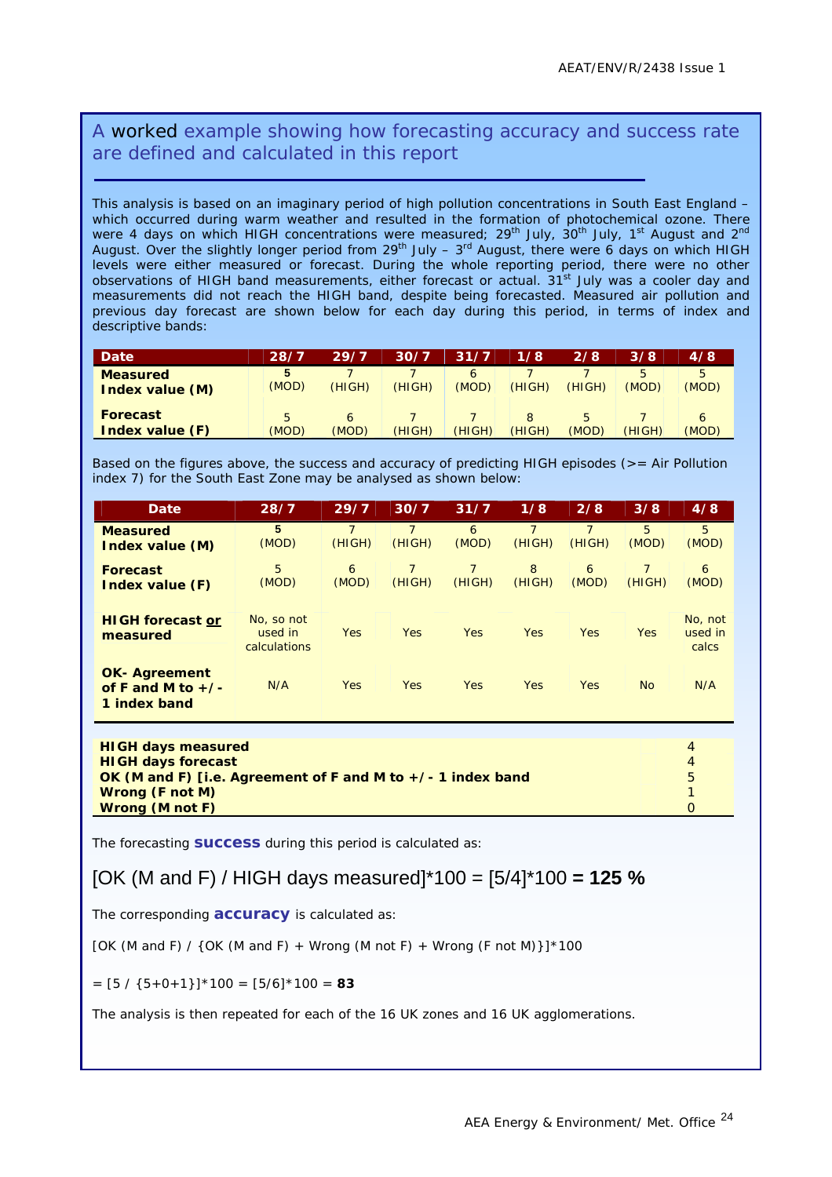## A worked example showing how forecasting accuracy and success rate are defined and calculated in this report

This analysis is based on an imaginary period of high pollution concentrations in South East England – which occurred during warm weather and resulted in the formation of photochemical ozone. There were 4 days on which HIGH concentrations were measured; 29th July, 30th July, 1st August and 2nd August. Over the slightly longer period from 29th July – 3rd August, there were 6 days on which HIGH levels were either measured or forecast. During the whole reporting period, there were no other observations of HIGH band measurements, either forecast or actual. 31st July was a cooler day and measurements did not reach the HIGH band, despite being forecasted. Measured air pollution and previous day forecast are shown below for each day during this period, in terms of index and descriptive bands:

| Date | 28/7 | 29/7 | 30/7 | 31/7 | 1/8 | 2/8 | 3/8 | 4/8 |
|---|---|---|---|---|---|---|---|---|
| **Measured Index value (M)** | 5 (MOD) | 7 (HIGH) | 7 (HIGH) | 6 (MOD) | 7 (HIGH) | 7 (HIGH) | 5 (MOD) | 5 (MOD) |
| **Forecast Index value (F)** | 5 (MOD) | 6 (MOD) | 7 (HIGH) | 7 (HIGH) | 8 (HIGH) | 5 (MOD) | 7 (HIGH) | 6 (MOD) |

Based on the figures above, the success and accuracy of predicting HIGH episodes (>= Air Pollution index 7) for the South East Zone may be analysed as shown below:

| Date | 28/7 | 29/7 | 30/7 | 31/7 | 1/8 | 2/8 | 3/8 | 4/8 |
|---|---|---|---|---|---|---|---|---|
| **Measured Index value (M)** | 5 (MOD) | 7 (HIGH) | 7 (HIGH) | 6 (MOD) | 7 (HIGH) | 7 (HIGH) | 5 (MOD) | 5 (MOD) |
| **Forecast Index value (F)** | 5 (MOD) | 6 (MOD) | 7 (HIGH) | 7 (HIGH) | 8 (HIGH) | 6 (MOD) | 7 (HIGH) | 6 (MOD) |
| **HIGH forecast or measured** | No, so not used in calculations | Yes | Yes | Yes | Yes | Yes | Yes | No, not used in calcs |
| **OK- Agreement of F and M to +/- 1 index band** | N/A | Yes | Yes | Yes | Yes | Yes | No | N/A |

| | |
|---|---|
| **HIGH days measured** | 4 |
| **HIGH days forecast** | 4 |
| **OK (M and F) [i.e. Agreement of F and M to +/- 1 index band** | 5 |
| **Wrong (F not M)** | 1 |
| **Wrong (M not F)** | 0 |

The forecasting **success** during this period is calculated as:

[OK (M and F) / HIGH days measured]*100 = [5/4]*100 **= 125 %**

The corresponding **accuracy** is calculated as:

[OK (M and F) / {OK (M and F) + Wrong (M not F) + Wrong (F not M)}]*100

= [5 / {5+0+1}]*100 = [5/6]*100 = **83**

The analysis is then repeated for each of the 16 UK zones and 16 UK agglomerations.